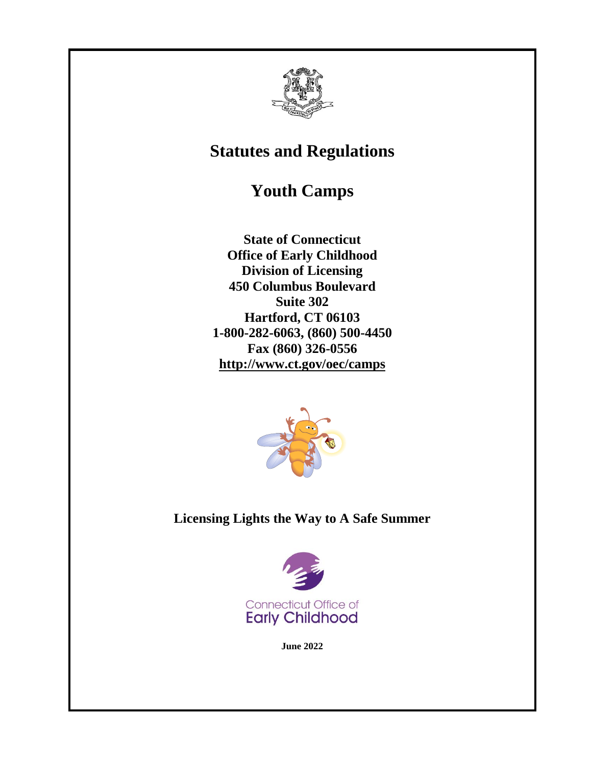# Statutes and Regulations

# Youth Camps

**State of Connecticut**
**Office of Early Childhood**
**Division of Licensing**
**450 Columbus Boulevard**
**Suite 302**
**Hartford, CT 06103**
**1-800-282-6063, (860) 500-4450**
**Fax (860) 326-0556**
**http://www.ct.gov/oec/camps**

**Licensing Lights the Way to A Safe Summer**

Connecticut Office of
Early Childhood

**June 2022**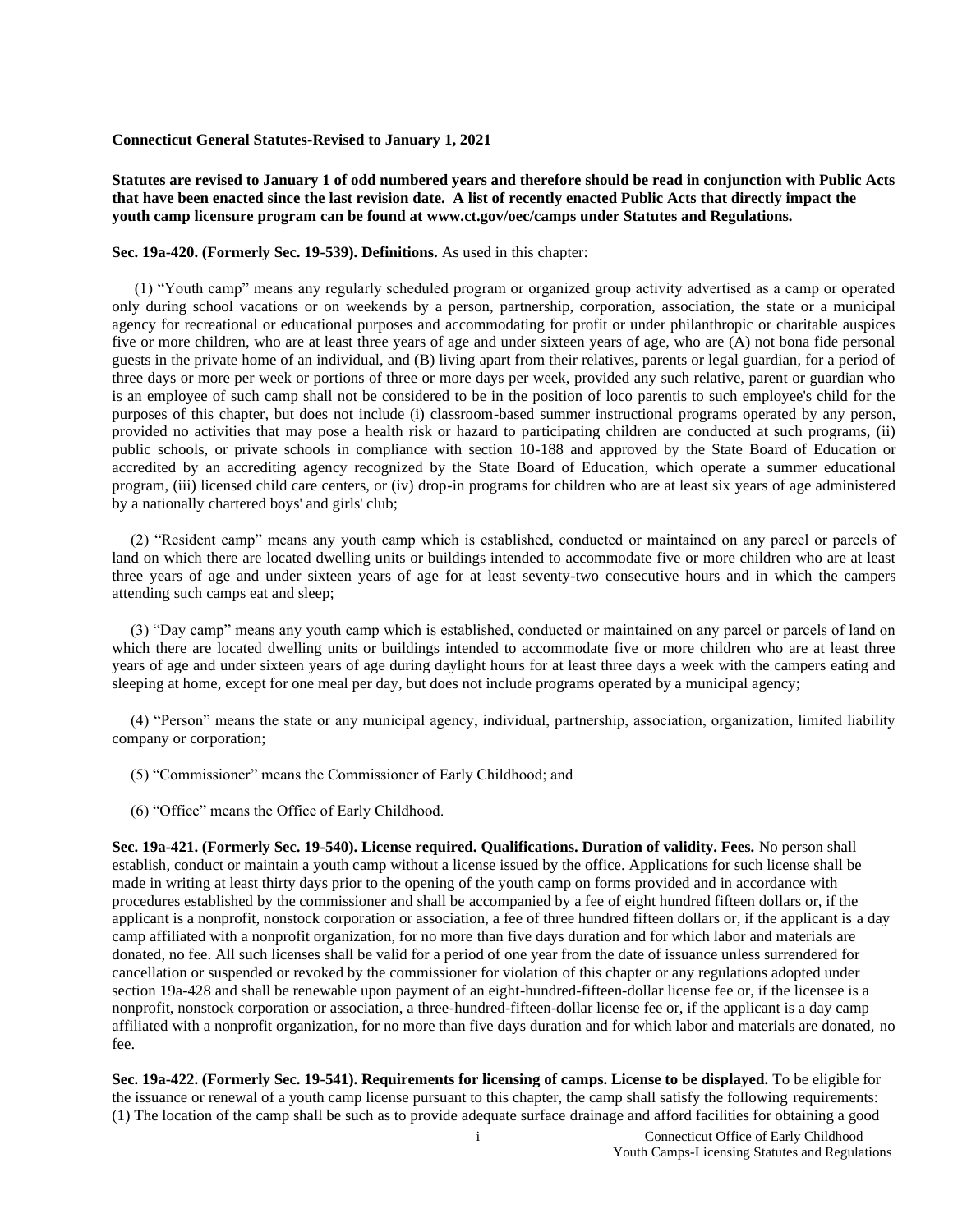**Connecticut General Statutes-Revised to January 1, 2021**

**Statutes are revised to January 1 of odd numbered years and therefore should be read in conjunction with Public Acts that have been enacted since the last revision date. A list of recently enacted Public Acts that directly impact the youth camp licensure program can be found at www.ct.gov/oec/camps under Statutes and Regulations.**

**Sec. 19a-420. (Formerly Sec. 19-539). Definitions.** As used in this chapter:

(1) "Youth camp" means any regularly scheduled program or organized group activity advertised as a camp or operated only during school vacations or on weekends by a person, partnership, corporation, association, the state or a municipal agency for recreational or educational purposes and accommodating for profit or under philanthropic or charitable auspices five or more children, who are at least three years of age and under sixteen years of age, who are (A) not bona fide personal guests in the private home of an individual, and (B) living apart from their relatives, parents or legal guardian, for a period of three days or more per week or portions of three or more days per week, provided any such relative, parent or guardian who is an employee of such camp shall not be considered to be in the position of loco parentis to such employee's child for the purposes of this chapter, but does not include (i) classroom-based summer instructional programs operated by any person, provided no activities that may pose a health risk or hazard to participating children are conducted at such programs, (ii) public schools, or private schools in compliance with section 10-188 and approved by the State Board of Education or accredited by an accrediting agency recognized by the State Board of Education, which operate a summer educational program, (iii) licensed child care centers, or (iv) drop-in programs for children who are at least six years of age administered by a nationally chartered boys' and girls' club;

(2) "Resident camp" means any youth camp which is established, conducted or maintained on any parcel or parcels of land on which there are located dwelling units or buildings intended to accommodate five or more children who are at least three years of age and under sixteen years of age for at least seventy-two consecutive hours and in which the campers attending such camps eat and sleep;

(3) "Day camp" means any youth camp which is established, conducted or maintained on any parcel or parcels of land on which there are located dwelling units or buildings intended to accommodate five or more children who are at least three years of age and under sixteen years of age during daylight hours for at least three days a week with the campers eating and sleeping at home, except for one meal per day, but does not include programs operated by a municipal agency;

(4) "Person" means the state or any municipal agency, individual, partnership, association, organization, limited liability company or corporation;

(5) "Commissioner" means the Commissioner of Early Childhood; and

(6) "Office" means the Office of Early Childhood.

**Sec. 19a-421. (Formerly Sec. 19-540). License required. Qualifications. Duration of validity. Fees.** No person shall establish, conduct or maintain a youth camp without a license issued by the office. Applications for such license shall be made in writing at least thirty days prior to the opening of the youth camp on forms provided and in accordance with procedures established by the commissioner and shall be accompanied by a fee of eight hundred fifteen dollars or, if the applicant is a nonprofit, nonstock corporation or association, a fee of three hundred fifteen dollars or, if the applicant is a day camp affiliated with a nonprofit organization, for no more than five days duration and for which labor and materials are donated, no fee. All such licenses shall be valid for a period of one year from the date of issuance unless surrendered for cancellation or suspended or revoked by the commissioner for violation of this chapter or any regulations adopted under section 19a-428 and shall be renewable upon payment of an eight-hundred-fifteen-dollar license fee or, if the licensee is a nonprofit, nonstock corporation or association, a three-hundred-fifteen-dollar license fee or, if the applicant is a day camp affiliated with a nonprofit organization, for no more than five days duration and for which labor and materials are donated, no fee.

**Sec. 19a-422. (Formerly Sec. 19-541). Requirements for licensing of camps. License to be displayed.** To be eligible for the issuance or renewal of a youth camp license pursuant to this chapter, the camp shall satisfy the following requirements: (1) The location of the camp shall be such as to provide adequate surface drainage and afford facilities for obtaining a good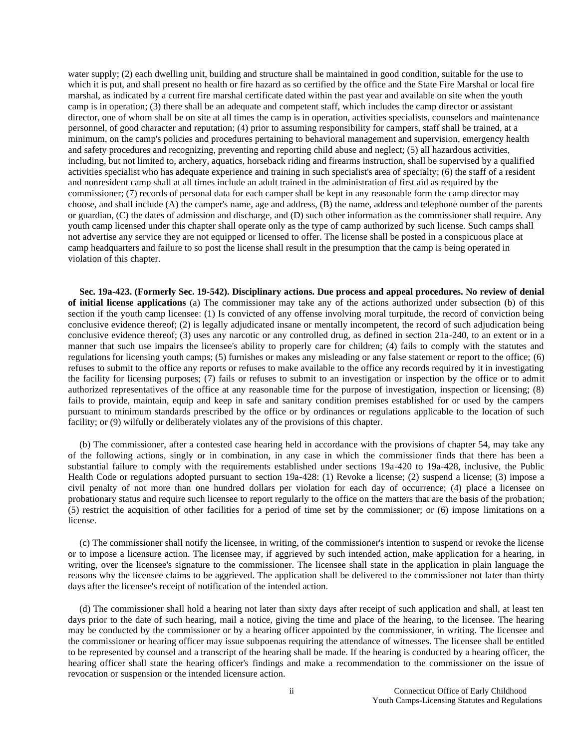water supply; (2) each dwelling unit, building and structure shall be maintained in good condition, suitable for the use to which it is put, and shall present no health or fire hazard as so certified by the office and the State Fire Marshal or local fire marshal, as indicated by a current fire marshal certificate dated within the past year and available on site when the youth camp is in operation; (3) there shall be an adequate and competent staff, which includes the camp director or assistant director, one of whom shall be on site at all times the camp is in operation, activities specialists, counselors and maintenance personnel, of good character and reputation; (4) prior to assuming responsibility for campers, staff shall be trained, at a minimum, on the camp's policies and procedures pertaining to behavioral management and supervision, emergency health and safety procedures and recognizing, preventing and reporting child abuse and neglect; (5) all hazardous activities, including, but not limited to, archery, aquatics, horseback riding and firearms instruction, shall be supervised by a qualified activities specialist who has adequate experience and training in such specialist's area of specialty; (6) the staff of a resident and nonresident camp shall at all times include an adult trained in the administration of first aid as required by the commissioner; (7) records of personal data for each camper shall be kept in any reasonable form the camp director may choose, and shall include (A) the camper's name, age and address, (B) the name, address and telephone number of the parents or guardian, (C) the dates of admission and discharge, and (D) such other information as the commissioner shall require. Any youth camp licensed under this chapter shall operate only as the type of camp authorized by such license. Such camps shall not advertise any service they are not equipped or licensed to offer. The license shall be posted in a conspicuous place at camp headquarters and failure to so post the license shall result in the presumption that the camp is being operated in violation of this chapter.

**Sec. 19a-423. (Formerly Sec. 19-542). Disciplinary actions. Due process and appeal procedures. No review of denial of initial license applications** (a) The commissioner may take any of the actions authorized under subsection (b) of this section if the youth camp licensee: (1) Is convicted of any offense involving moral turpitude, the record of conviction being conclusive evidence thereof; (2) is legally adjudicated insane or mentally incompetent, the record of such adjudication being conclusive evidence thereof; (3) uses any narcotic or any controlled drug, as defined in section 21a-240, to an extent or in a manner that such use impairs the licensee's ability to properly care for children; (4) fails to comply with the statutes and regulations for licensing youth camps; (5) furnishes or makes any misleading or any false statement or report to the office; (6) refuses to submit to the office any reports or refuses to make available to the office any records required by it in investigating the facility for licensing purposes; (7) fails or refuses to submit to an investigation or inspection by the office or to admit authorized representatives of the office at any reasonable time for the purpose of investigation, inspection or licensing; (8) fails to provide, maintain, equip and keep in safe and sanitary condition premises established for or used by the campers pursuant to minimum standards prescribed by the office or by ordinances or regulations applicable to the location of such facility; or (9) wilfully or deliberately violates any of the provisions of this chapter.

(b) The commissioner, after a contested case hearing held in accordance with the provisions of chapter 54, may take any of the following actions, singly or in combination, in any case in which the commissioner finds that there has been a substantial failure to comply with the requirements established under sections 19a-420 to 19a-428, inclusive, the Public Health Code or regulations adopted pursuant to section 19a-428: (1) Revoke a license; (2) suspend a license; (3) impose a civil penalty of not more than one hundred dollars per violation for each day of occurrence; (4) place a licensee on probationary status and require such licensee to report regularly to the office on the matters that are the basis of the probation; (5) restrict the acquisition of other facilities for a period of time set by the commissioner; or (6) impose limitations on a license.

(c) The commissioner shall notify the licensee, in writing, of the commissioner's intention to suspend or revoke the license or to impose a licensure action. The licensee may, if aggrieved by such intended action, make application for a hearing, in writing, over the licensee's signature to the commissioner. The licensee shall state in the application in plain language the reasons why the licensee claims to be aggrieved. The application shall be delivered to the commissioner not later than thirty days after the licensee's receipt of notification of the intended action.

(d) The commissioner shall hold a hearing not later than sixty days after receipt of such application and shall, at least ten days prior to the date of such hearing, mail a notice, giving the time and place of the hearing, to the licensee. The hearing may be conducted by the commissioner or by a hearing officer appointed by the commissioner, in writing. The licensee and the commissioner or hearing officer may issue subpoenas requiring the attendance of witnesses. The licensee shall be entitled to be represented by counsel and a transcript of the hearing shall be made. If the hearing is conducted by a hearing officer, the hearing officer shall state the hearing officer's findings and make a recommendation to the commissioner on the issue of revocation or suspension or the intended licensure action.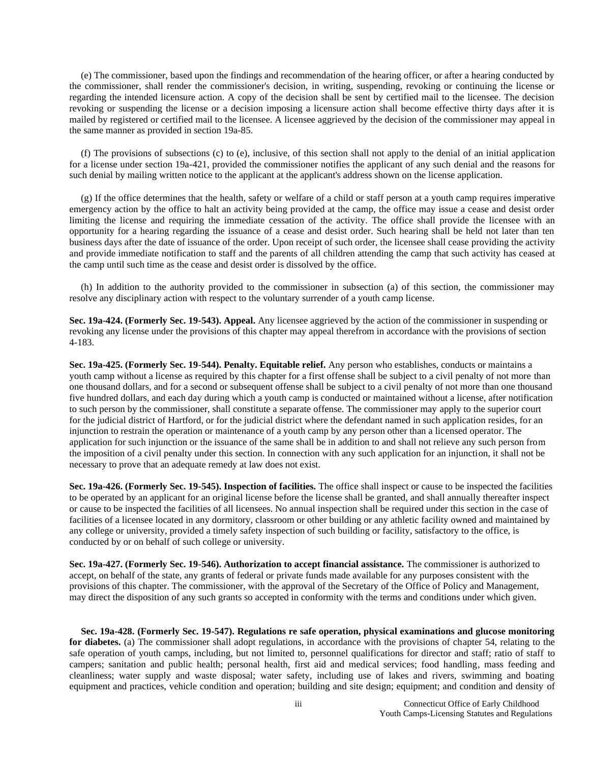(e) The commissioner, based upon the findings and recommendation of the hearing officer, or after a hearing conducted by the commissioner, shall render the commissioner's decision, in writing, suspending, revoking or continuing the license or regarding the intended licensure action. A copy of the decision shall be sent by certified mail to the licensee. The decision revoking or suspending the license or a decision imposing a licensure action shall become effective thirty days after it is mailed by registered or certified mail to the licensee. A licensee aggrieved by the decision of the commissioner may appeal in the same manner as provided in section 19a-85.

(f) The provisions of subsections (c) to (e), inclusive, of this section shall not apply to the denial of an initial application for a license under section 19a-421, provided the commissioner notifies the applicant of any such denial and the reasons for such denial by mailing written notice to the applicant at the applicant's address shown on the license application.

(g) If the office determines that the health, safety or welfare of a child or staff person at a youth camp requires imperative emergency action by the office to halt an activity being provided at the camp, the office may issue a cease and desist order limiting the license and requiring the immediate cessation of the activity. The office shall provide the licensee with an opportunity for a hearing regarding the issuance of a cease and desist order. Such hearing shall be held not later than ten business days after the date of issuance of the order. Upon receipt of such order, the licensee shall cease providing the activity and provide immediate notification to staff and the parents of all children attending the camp that such activity has ceased at the camp until such time as the cease and desist order is dissolved by the office.

(h) In addition to the authority provided to the commissioner in subsection (a) of this section, the commissioner may resolve any disciplinary action with respect to the voluntary surrender of a youth camp license.

**Sec. 19a-424. (Formerly Sec. 19-543). Appeal.** Any licensee aggrieved by the action of the commissioner in suspending or revoking any license under the provisions of this chapter may appeal therefrom in accordance with the provisions of section 4-183.

**Sec. 19a-425. (Formerly Sec. 19-544). Penalty. Equitable relief.** Any person who establishes, conducts or maintains a youth camp without a license as required by this chapter for a first offense shall be subject to a civil penalty of not more than one thousand dollars, and for a second or subsequent offense shall be subject to a civil penalty of not more than one thousand five hundred dollars, and each day during which a youth camp is conducted or maintained without a license, after notification to such person by the commissioner, shall constitute a separate offense. The commissioner may apply to the superior court for the judicial district of Hartford, or for the judicial district where the defendant named in such application resides, for an injunction to restrain the operation or maintenance of a youth camp by any person other than a licensed operator. The application for such injunction or the issuance of the same shall be in addition to and shall not relieve any such person from the imposition of a civil penalty under this section. In connection with any such application for an injunction, it shall not be necessary to prove that an adequate remedy at law does not exist.

**Sec. 19a-426. (Formerly Sec. 19-545). Inspection of facilities.** The office shall inspect or cause to be inspected the facilities to be operated by an applicant for an original license before the license shall be granted, and shall annually thereafter inspect or cause to be inspected the facilities of all licensees. No annual inspection shall be required under this section in the case of facilities of a licensee located in any dormitory, classroom or other building or any athletic facility owned and maintained by any college or university, provided a timely safety inspection of such building or facility, satisfactory to the office, is conducted by or on behalf of such college or university.

**Sec. 19a-427. (Formerly Sec. 19-546). Authorization to accept financial assistance.** The commissioner is authorized to accept, on behalf of the state, any grants of federal or private funds made available for any purposes consistent with the provisions of this chapter. The commissioner, with the approval of the Secretary of the Office of Policy and Management, may direct the disposition of any such grants so accepted in conformity with the terms and conditions under which given.

**Sec. 19a-428. (Formerly Sec. 19-547). Regulations re safe operation, physical examinations and glucose monitoring for diabetes.** (a) The commissioner shall adopt regulations, in accordance with the provisions of chapter 54, relating to the safe operation of youth camps, including, but not limited to, personnel qualifications for director and staff; ratio of staff to campers; sanitation and public health; personal health, first aid and medical services; food handling, mass feeding and cleanliness; water supply and waste disposal; water safety, including use of lakes and rivers, swimming and boating equipment and practices, vehicle condition and operation; building and site design; equipment; and condition and density of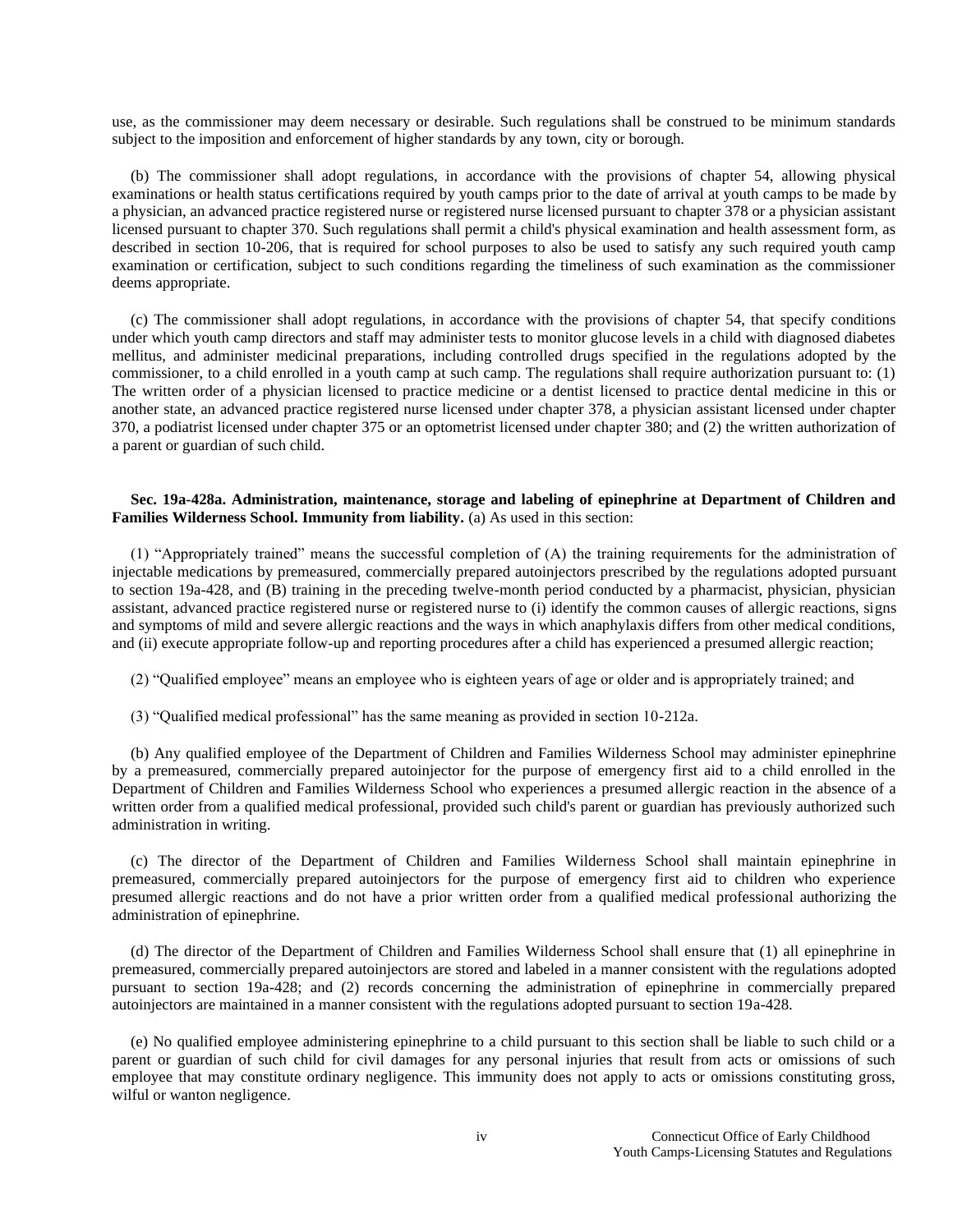use, as the commissioner may deem necessary or desirable. Such regulations shall be construed to be minimum standards subject to the imposition and enforcement of higher standards by any town, city or borough.

(b) The commissioner shall adopt regulations, in accordance with the provisions of chapter 54, allowing physical examinations or health status certifications required by youth camps prior to the date of arrival at youth camps to be made by a physician, an advanced practice registered nurse or registered nurse licensed pursuant to chapter 378 or a physician assistant licensed pursuant to chapter 370. Such regulations shall permit a child's physical examination and health assessment form, as described in section 10-206, that is required for school purposes to also be used to satisfy any such required youth camp examination or certification, subject to such conditions regarding the timeliness of such examination as the commissioner deems appropriate.

(c) The commissioner shall adopt regulations, in accordance with the provisions of chapter 54, that specify conditions under which youth camp directors and staff may administer tests to monitor glucose levels in a child with diagnosed diabetes mellitus, and administer medicinal preparations, including controlled drugs specified in the regulations adopted by the commissioner, to a child enrolled in a youth camp at such camp. The regulations shall require authorization pursuant to: (1) The written order of a physician licensed to practice medicine or a dentist licensed to practice dental medicine in this or another state, an advanced practice registered nurse licensed under chapter 378, a physician assistant licensed under chapter 370, a podiatrist licensed under chapter 375 or an optometrist licensed under chapter 380; and (2) the written authorization of a parent or guardian of such child.

**Sec. 19a-428a. Administration, maintenance, storage and labeling of epinephrine at Department of Children and Families Wilderness School. Immunity from liability.** (a) As used in this section:

(1) "Appropriately trained" means the successful completion of (A) the training requirements for the administration of injectable medications by premeasured, commercially prepared autoinjectors prescribed by the regulations adopted pursuant to section 19a-428, and (B) training in the preceding twelve-month period conducted by a pharmacist, physician, physician assistant, advanced practice registered nurse or registered nurse to (i) identify the common causes of allergic reactions, signs and symptoms of mild and severe allergic reactions and the ways in which anaphylaxis differs from other medical conditions, and (ii) execute appropriate follow-up and reporting procedures after a child has experienced a presumed allergic reaction;

(2) "Qualified employee" means an employee who is eighteen years of age or older and is appropriately trained; and

(3) "Qualified medical professional" has the same meaning as provided in section 10-212a.

(b) Any qualified employee of the Department of Children and Families Wilderness School may administer epinephrine by a premeasured, commercially prepared autoinjector for the purpose of emergency first aid to a child enrolled in the Department of Children and Families Wilderness School who experiences a presumed allergic reaction in the absence of a written order from a qualified medical professional, provided such child's parent or guardian has previously authorized such administration in writing.

(c) The director of the Department of Children and Families Wilderness School shall maintain epinephrine in premeasured, commercially prepared autoinjectors for the purpose of emergency first aid to children who experience presumed allergic reactions and do not have a prior written order from a qualified medical professional authorizing the administration of epinephrine.

(d) The director of the Department of Children and Families Wilderness School shall ensure that (1) all epinephrine in premeasured, commercially prepared autoinjectors are stored and labeled in a manner consistent with the regulations adopted pursuant to section 19a-428; and (2) records concerning the administration of epinephrine in commercially prepared autoinjectors are maintained in a manner consistent with the regulations adopted pursuant to section 19a-428.

(e) No qualified employee administering epinephrine to a child pursuant to this section shall be liable to such child or a parent or guardian of such child for civil damages for any personal injuries that result from acts or omissions of such employee that may constitute ordinary negligence. This immunity does not apply to acts or omissions constituting gross, wilful or wanton negligence.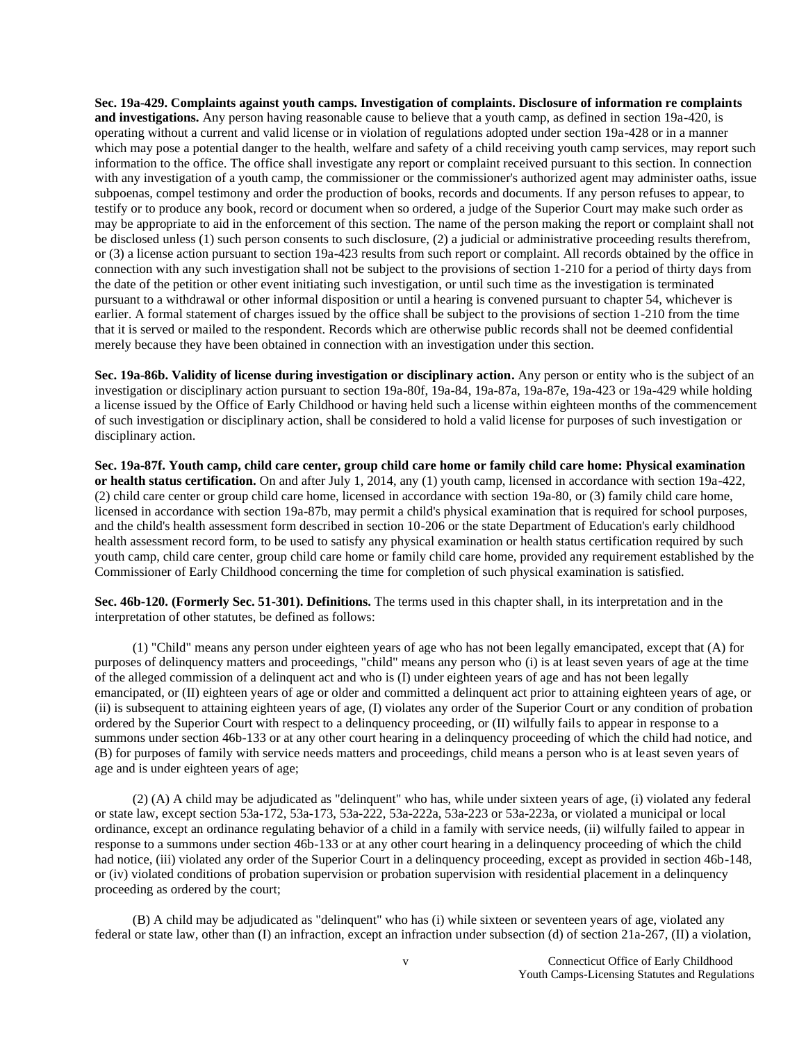**Sec. 19a-429. Complaints against youth camps. Investigation of complaints. Disclosure of information re complaints and investigations.** Any person having reasonable cause to believe that a youth camp, as defined in section 19a-420, is operating without a current and valid license or in violation of regulations adopted under section 19a-428 or in a manner which may pose a potential danger to the health, welfare and safety of a child receiving youth camp services, may report such information to the office. The office shall investigate any report or complaint received pursuant to this section. In connection with any investigation of a youth camp, the commissioner or the commissioner's authorized agent may administer oaths, issue subpoenas, compel testimony and order the production of books, records and documents. If any person refuses to appear, to testify or to produce any book, record or document when so ordered, a judge of the Superior Court may make such order as may be appropriate to aid in the enforcement of this section. The name of the person making the report or complaint shall not be disclosed unless (1) such person consents to such disclosure, (2) a judicial or administrative proceeding results therefrom, or (3) a license action pursuant to section 19a-423 results from such report or complaint. All records obtained by the office in connection with any such investigation shall not be subject to the provisions of section 1-210 for a period of thirty days from the date of the petition or other event initiating such investigation, or until such time as the investigation is terminated pursuant to a withdrawal or other informal disposition or until a hearing is convened pursuant to chapter 54, whichever is earlier. A formal statement of charges issued by the office shall be subject to the provisions of section 1-210 from the time that it is served or mailed to the respondent. Records which are otherwise public records shall not be deemed confidential merely because they have been obtained in connection with an investigation under this section.

**Sec. 19a-86b. Validity of license during investigation or disciplinary action.** Any person or entity who is the subject of an investigation or disciplinary action pursuant to section 19a-80f, 19a-84, 19a-87a, 19a-87e, 19a-423 or 19a-429 while holding a license issued by the Office of Early Childhood or having held such a license within eighteen months of the commencement of such investigation or disciplinary action, shall be considered to hold a valid license for purposes of such investigation or disciplinary action.

**Sec. 19a-87f. Youth camp, child care center, group child care home or family child care home: Physical examination or health status certification.** On and after July 1, 2014, any (1) youth camp, licensed in accordance with section 19a-422, (2) child care center or group child care home, licensed in accordance with section 19a-80, or (3) family child care home, licensed in accordance with section 19a-87b, may permit a child's physical examination that is required for school purposes, and the child's health assessment form described in section 10-206 or the state Department of Education's early childhood health assessment record form, to be used to satisfy any physical examination or health status certification required by such youth camp, child care center, group child care home or family child care home, provided any requirement established by the Commissioner of Early Childhood concerning the time for completion of such physical examination is satisfied.

**Sec. 46b-120. (Formerly Sec. 51-301). Definitions.** The terms used in this chapter shall, in its interpretation and in the interpretation of other statutes, be defined as follows:

(1) "Child" means any person under eighteen years of age who has not been legally emancipated, except that (A) for purposes of delinquency matters and proceedings, "child" means any person who (i) is at least seven years of age at the time of the alleged commission of a delinquent act and who is (I) under eighteen years of age and has not been legally emancipated, or (II) eighteen years of age or older and committed a delinquent act prior to attaining eighteen years of age, or (ii) is subsequent to attaining eighteen years of age, (I) violates any order of the Superior Court or any condition of probation ordered by the Superior Court with respect to a delinquency proceeding, or (II) wilfully fails to appear in response to a summons under section 46b-133 or at any other court hearing in a delinquency proceeding of which the child had notice, and (B) for purposes of family with service needs matters and proceedings, child means a person who is at least seven years of age and is under eighteen years of age;

(2) (A) A child may be adjudicated as "delinquent" who has, while under sixteen years of age, (i) violated any federal or state law, except section 53a-172, 53a-173, 53a-222, 53a-222a, 53a-223 or 53a-223a, or violated a municipal or local ordinance, except an ordinance regulating behavior of a child in a family with service needs, (ii) wilfully failed to appear in response to a summons under section 46b-133 or at any other court hearing in a delinquency proceeding of which the child had notice, (iii) violated any order of the Superior Court in a delinquency proceeding, except as provided in section 46b-148, or (iv) violated conditions of probation supervision or probation supervision with residential placement in a delinquency proceeding as ordered by the court;

(B) A child may be adjudicated as "delinquent" who has (i) while sixteen or seventeen years of age, violated any federal or state law, other than (I) an infraction, except an infraction under subsection (d) of section 21a-267, (II) a violation,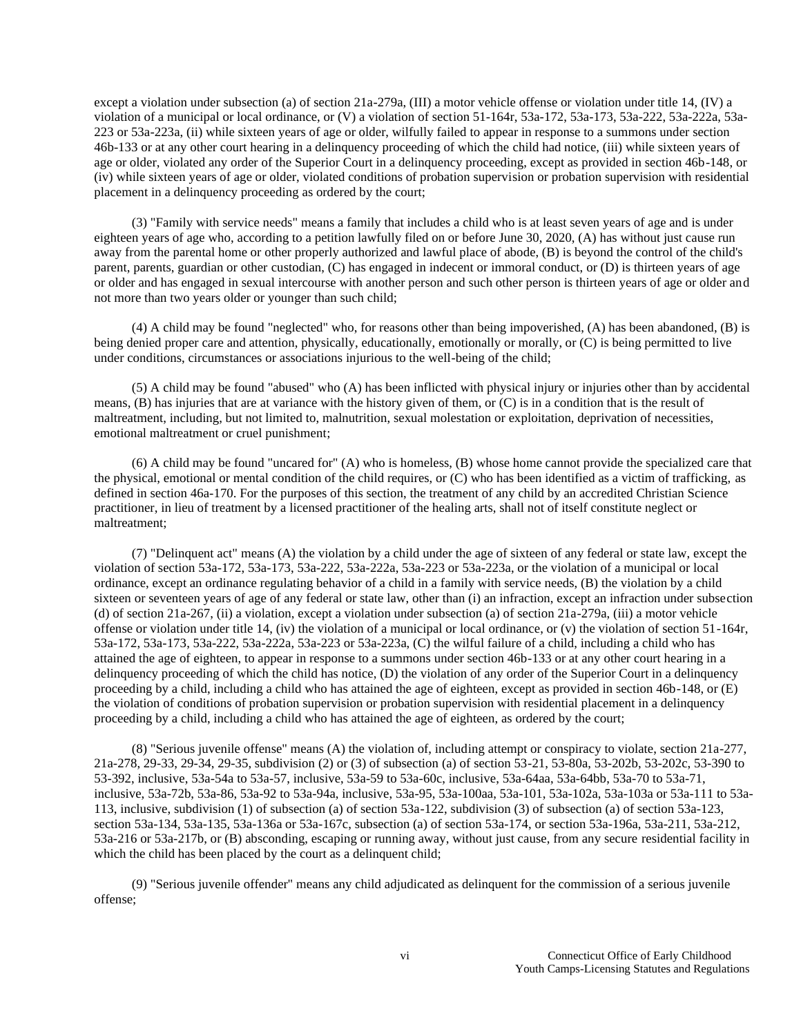except a violation under subsection (a) of section 21a-279a, (III) a motor vehicle offense or violation under title 14, (IV) a violation of a municipal or local ordinance, or (V) a violation of section 51-164r, 53a-172, 53a-173, 53a-222, 53a-222a, 53a-223 or 53a-223a, (ii) while sixteen years of age or older, wilfully failed to appear in response to a summons under section 46b-133 or at any other court hearing in a delinquency proceeding of which the child had notice, (iii) while sixteen years of age or older, violated any order of the Superior Court in a delinquency proceeding, except as provided in section 46b-148, or (iv) while sixteen years of age or older, violated conditions of probation supervision or probation supervision with residential placement in a delinquency proceeding as ordered by the court;

(3) "Family with service needs" means a family that includes a child who is at least seven years of age and is under eighteen years of age who, according to a petition lawfully filed on or before June 30, 2020, (A) has without just cause run away from the parental home or other properly authorized and lawful place of abode, (B) is beyond the control of the child's parent, parents, guardian or other custodian, (C) has engaged in indecent or immoral conduct, or (D) is thirteen years of age or older and has engaged in sexual intercourse with another person and such other person is thirteen years of age or older and not more than two years older or younger than such child;

(4) A child may be found "neglected" who, for reasons other than being impoverished, (A) has been abandoned, (B) is being denied proper care and attention, physically, educationally, emotionally or morally, or (C) is being permitted to live under conditions, circumstances or associations injurious to the well-being of the child;

(5) A child may be found "abused" who (A) has been inflicted with physical injury or injuries other than by accidental means, (B) has injuries that are at variance with the history given of them, or (C) is in a condition that is the result of maltreatment, including, but not limited to, malnutrition, sexual molestation or exploitation, deprivation of necessities, emotional maltreatment or cruel punishment;

(6) A child may be found "uncared for" (A) who is homeless, (B) whose home cannot provide the specialized care that the physical, emotional or mental condition of the child requires, or (C) who has been identified as a victim of trafficking, as defined in section 46a-170. For the purposes of this section, the treatment of any child by an accredited Christian Science practitioner, in lieu of treatment by a licensed practitioner of the healing arts, shall not of itself constitute neglect or maltreatment;

(7) "Delinquent act" means (A) the violation by a child under the age of sixteen of any federal or state law, except the violation of section 53a-172, 53a-173, 53a-222, 53a-222a, 53a-223 or 53a-223a, or the violation of a municipal or local ordinance, except an ordinance regulating behavior of a child in a family with service needs, (B) the violation by a child sixteen or seventeen years of age of any federal or state law, other than (i) an infraction, except an infraction under subsection (d) of section 21a-267, (ii) a violation, except a violation under subsection (a) of section 21a-279a, (iii) a motor vehicle offense or violation under title 14, (iv) the violation of a municipal or local ordinance, or (v) the violation of section 51-164r, 53a-172, 53a-173, 53a-222, 53a-222a, 53a-223 or 53a-223a, (C) the wilful failure of a child, including a child who has attained the age of eighteen, to appear in response to a summons under section 46b-133 or at any other court hearing in a delinquency proceeding of which the child has notice, (D) the violation of any order of the Superior Court in a delinquency proceeding by a child, including a child who has attained the age of eighteen, except as provided in section 46b-148, or (E) the violation of conditions of probation supervision or probation supervision with residential placement in a delinquency proceeding by a child, including a child who has attained the age of eighteen, as ordered by the court;

(8) "Serious juvenile offense" means (A) the violation of, including attempt or conspiracy to violate, section 21a-277, 21a-278, 29-33, 29-34, 29-35, subdivision (2) or (3) of subsection (a) of section 53-21, 53-80a, 53-202b, 53-202c, 53-390 to 53-392, inclusive, 53a-54a to 53a-57, inclusive, 53a-59 to 53a-60c, inclusive, 53a-64aa, 53a-64bb, 53a-70 to 53a-71, inclusive, 53a-72b, 53a-86, 53a-92 to 53a-94a, inclusive, 53a-95, 53a-100aa, 53a-101, 53a-102a, 53a-103a or 53a-111 to 53a-113, inclusive, subdivision (1) of subsection (a) of section 53a-122, subdivision (3) of subsection (a) of section 53a-123, section 53a-134, 53a-135, 53a-136a or 53a-167c, subsection (a) of section 53a-174, or section 53a-196a, 53a-211, 53a-212, 53a-216 or 53a-217b, or (B) absconding, escaping or running away, without just cause, from any secure residential facility in which the child has been placed by the court as a delinquent child;

(9) "Serious juvenile offender" means any child adjudicated as delinquent for the commission of a serious juvenile offense;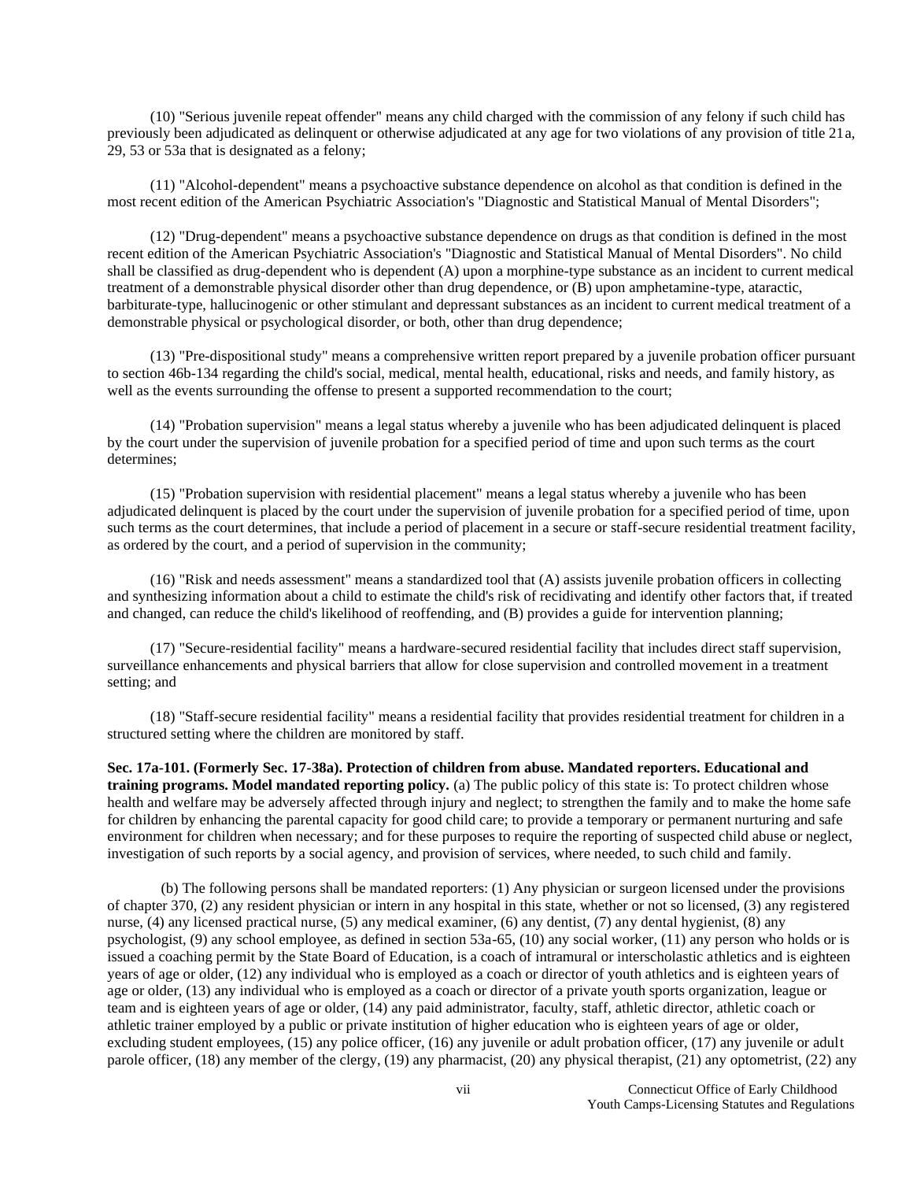(10) "Serious juvenile repeat offender" means any child charged with the commission of any felony if such child has previously been adjudicated as delinquent or otherwise adjudicated at any age for two violations of any provision of title 21a, 29, 53 or 53a that is designated as a felony;

(11) "Alcohol-dependent" means a psychoactive substance dependence on alcohol as that condition is defined in the most recent edition of the American Psychiatric Association's "Diagnostic and Statistical Manual of Mental Disorders";

(12) "Drug-dependent" means a psychoactive substance dependence on drugs as that condition is defined in the most recent edition of the American Psychiatric Association's "Diagnostic and Statistical Manual of Mental Disorders". No child shall be classified as drug-dependent who is dependent (A) upon a morphine-type substance as an incident to current medical treatment of a demonstrable physical disorder other than drug dependence, or (B) upon amphetamine-type, ataractic, barbiturate-type, hallucinogenic or other stimulant and depressant substances as an incident to current medical treatment of a demonstrable physical or psychological disorder, or both, other than drug dependence;

(13) "Pre-dispositional study" means a comprehensive written report prepared by a juvenile probation officer pursuant to section 46b-134 regarding the child's social, medical, mental health, educational, risks and needs, and family history, as well as the events surrounding the offense to present a supported recommendation to the court;

(14) "Probation supervision" means a legal status whereby a juvenile who has been adjudicated delinquent is placed by the court under the supervision of juvenile probation for a specified period of time and upon such terms as the court determines;

(15) "Probation supervision with residential placement" means a legal status whereby a juvenile who has been adjudicated delinquent is placed by the court under the supervision of juvenile probation for a specified period of time, upon such terms as the court determines, that include a period of placement in a secure or staff-secure residential treatment facility, as ordered by the court, and a period of supervision in the community;

(16) "Risk and needs assessment" means a standardized tool that (A) assists juvenile probation officers in collecting and synthesizing information about a child to estimate the child's risk of recidivating and identify other factors that, if treated and changed, can reduce the child's likelihood of reoffending, and (B) provides a guide for intervention planning;

(17) "Secure-residential facility" means a hardware-secured residential facility that includes direct staff supervision, surveillance enhancements and physical barriers that allow for close supervision and controlled movement in a treatment setting; and

(18) "Staff-secure residential facility" means a residential facility that provides residential treatment for children in a structured setting where the children are monitored by staff.

**Sec. 17a-101. (Formerly Sec. 17-38a). Protection of children from abuse. Mandated reporters. Educational and training programs. Model mandated reporting policy.** (a) The public policy of this state is: To protect children whose health and welfare may be adversely affected through injury and neglect; to strengthen the family and to make the home safe for children by enhancing the parental capacity for good child care; to provide a temporary or permanent nurturing and safe environment for children when necessary; and for these purposes to require the reporting of suspected child abuse or neglect, investigation of such reports by a social agency, and provision of services, where needed, to such child and family.

(b) The following persons shall be mandated reporters: (1) Any physician or surgeon licensed under the provisions of chapter 370, (2) any resident physician or intern in any hospital in this state, whether or not so licensed, (3) any registered nurse, (4) any licensed practical nurse, (5) any medical examiner, (6) any dentist, (7) any dental hygienist, (8) any psychologist, (9) any school employee, as defined in section 53a-65, (10) any social worker, (11) any person who holds or is issued a coaching permit by the State Board of Education, is a coach of intramural or interscholastic athletics and is eighteen years of age or older, (12) any individual who is employed as a coach or director of youth athletics and is eighteen years of age or older, (13) any individual who is employed as a coach or director of a private youth sports organization, league or team and is eighteen years of age or older, (14) any paid administrator, faculty, staff, athletic director, athletic coach or athletic trainer employed by a public or private institution of higher education who is eighteen years of age or older, excluding student employees, (15) any police officer, (16) any juvenile or adult probation officer, (17) any juvenile or adult parole officer, (18) any member of the clergy, (19) any pharmacist, (20) any physical therapist, (21) any optometrist, (22) any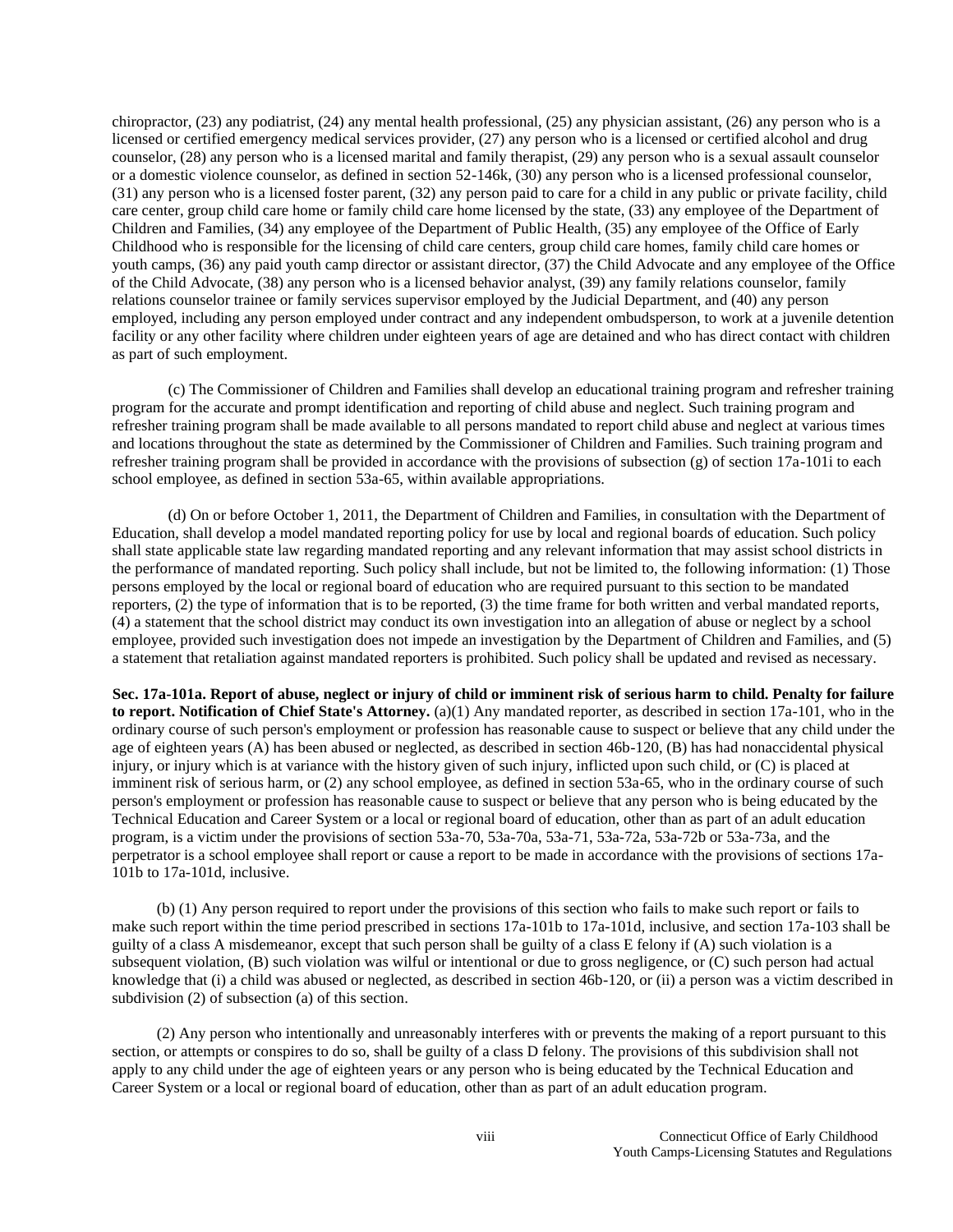chiropractor, (23) any podiatrist, (24) any mental health professional, (25) any physician assistant, (26) any person who is a licensed or certified emergency medical services provider, (27) any person who is a licensed or certified alcohol and drug counselor, (28) any person who is a licensed marital and family therapist, (29) any person who is a sexual assault counselor or a domestic violence counselor, as defined in section 52-146k, (30) any person who is a licensed professional counselor, (31) any person who is a licensed foster parent, (32) any person paid to care for a child in any public or private facility, child care center, group child care home or family child care home licensed by the state, (33) any employee of the Department of Children and Families, (34) any employee of the Department of Public Health, (35) any employee of the Office of Early Childhood who is responsible for the licensing of child care centers, group child care homes, family child care homes or youth camps, (36) any paid youth camp director or assistant director, (37) the Child Advocate and any employee of the Office of the Child Advocate, (38) any person who is a licensed behavior analyst, (39) any family relations counselor, family relations counselor trainee or family services supervisor employed by the Judicial Department, and (40) any person employed, including any person employed under contract and any independent ombudsperson, to work at a juvenile detention facility or any other facility where children under eighteen years of age are detained and who has direct contact with children as part of such employment.

(c) The Commissioner of Children and Families shall develop an educational training program and refresher training program for the accurate and prompt identification and reporting of child abuse and neglect. Such training program and refresher training program shall be made available to all persons mandated to report child abuse and neglect at various times and locations throughout the state as determined by the Commissioner of Children and Families. Such training program and refresher training program shall be provided in accordance with the provisions of subsection (g) of section 17a-101i to each school employee, as defined in section 53a-65, within available appropriations.

(d) On or before October 1, 2011, the Department of Children and Families, in consultation with the Department of Education, shall develop a model mandated reporting policy for use by local and regional boards of education. Such policy shall state applicable state law regarding mandated reporting and any relevant information that may assist school districts in the performance of mandated reporting. Such policy shall include, but not be limited to, the following information: (1) Those persons employed by the local or regional board of education who are required pursuant to this section to be mandated reporters, (2) the type of information that is to be reported, (3) the time frame for both written and verbal mandated reports, (4) a statement that the school district may conduct its own investigation into an allegation of abuse or neglect by a school employee, provided such investigation does not impede an investigation by the Department of Children and Families, and (5) a statement that retaliation against mandated reporters is prohibited. Such policy shall be updated and revised as necessary.

**Sec. 17a-101a. Report of abuse, neglect or injury of child or imminent risk of serious harm to child. Penalty for failure to report. Notification of Chief State's Attorney.** (a)(1) Any mandated reporter, as described in section 17a-101, who in the ordinary course of such person's employment or profession has reasonable cause to suspect or believe that any child under the age of eighteen years (A) has been abused or neglected, as described in section 46b-120, (B) has had nonaccidental physical injury, or injury which is at variance with the history given of such injury, inflicted upon such child, or (C) is placed at imminent risk of serious harm, or (2) any school employee, as defined in section 53a-65, who in the ordinary course of such person's employment or profession has reasonable cause to suspect or believe that any person who is being educated by the Technical Education and Career System or a local or regional board of education, other than as part of an adult education program, is a victim under the provisions of section 53a-70, 53a-70a, 53a-71, 53a-72a, 53a-72b or 53a-73a, and the perpetrator is a school employee shall report or cause a report to be made in accordance with the provisions of sections 17a-101b to 17a-101d, inclusive.

(b) (1) Any person required to report under the provisions of this section who fails to make such report or fails to make such report within the time period prescribed in sections 17a-101b to 17a-101d, inclusive, and section 17a-103 shall be guilty of a class A misdemeanor, except that such person shall be guilty of a class E felony if (A) such violation is a subsequent violation, (B) such violation was wilful or intentional or due to gross negligence, or (C) such person had actual knowledge that (i) a child was abused or neglected, as described in section 46b-120, or (ii) a person was a victim described in subdivision (2) of subsection (a) of this section.

(2) Any person who intentionally and unreasonably interferes with or prevents the making of a report pursuant to this section, or attempts or conspires to do so, shall be guilty of a class D felony. The provisions of this subdivision shall not apply to any child under the age of eighteen years or any person who is being educated by the Technical Education and Career System or a local or regional board of education, other than as part of an adult education program.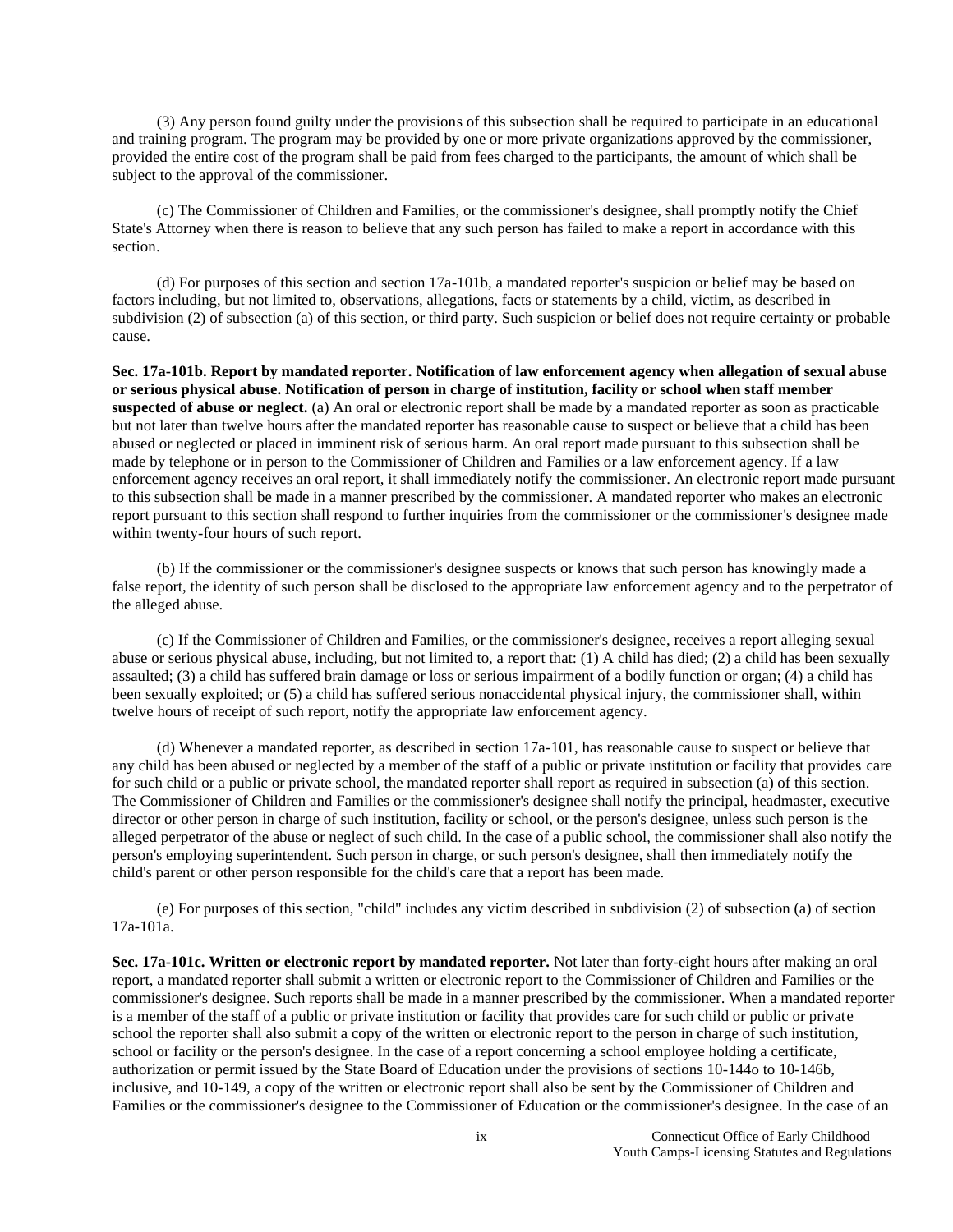(3) Any person found guilty under the provisions of this subsection shall be required to participate in an educational and training program. The program may be provided by one or more private organizations approved by the commissioner, provided the entire cost of the program shall be paid from fees charged to the participants, the amount of which shall be subject to the approval of the commissioner.

(c) The Commissioner of Children and Families, or the commissioner's designee, shall promptly notify the Chief State's Attorney when there is reason to believe that any such person has failed to make a report in accordance with this section.

(d) For purposes of this section and section 17a-101b, a mandated reporter's suspicion or belief may be based on factors including, but not limited to, observations, allegations, facts or statements by a child, victim, as described in subdivision (2) of subsection (a) of this section, or third party. Such suspicion or belief does not require certainty or probable cause.

**Sec. 17a-101b. Report by mandated reporter. Notification of law enforcement agency when allegation of sexual abuse or serious physical abuse. Notification of person in charge of institution, facility or school when staff member suspected of abuse or neglect.** (a) An oral or electronic report shall be made by a mandated reporter as soon as practicable but not later than twelve hours after the mandated reporter has reasonable cause to suspect or believe that a child has been abused or neglected or placed in imminent risk of serious harm. An oral report made pursuant to this subsection shall be made by telephone or in person to the Commissioner of Children and Families or a law enforcement agency. If a law enforcement agency receives an oral report, it shall immediately notify the commissioner. An electronic report made pursuant to this subsection shall be made in a manner prescribed by the commissioner. A mandated reporter who makes an electronic report pursuant to this section shall respond to further inquiries from the commissioner or the commissioner's designee made within twenty-four hours of such report.

(b) If the commissioner or the commissioner's designee suspects or knows that such person has knowingly made a false report, the identity of such person shall be disclosed to the appropriate law enforcement agency and to the perpetrator of the alleged abuse.

(c) If the Commissioner of Children and Families, or the commissioner's designee, receives a report alleging sexual abuse or serious physical abuse, including, but not limited to, a report that: (1) A child has died; (2) a child has been sexually assaulted; (3) a child has suffered brain damage or loss or serious impairment of a bodily function or organ; (4) a child has been sexually exploited; or (5) a child has suffered serious nonaccidental physical injury, the commissioner shall, within twelve hours of receipt of such report, notify the appropriate law enforcement agency.

(d) Whenever a mandated reporter, as described in section 17a-101, has reasonable cause to suspect or believe that any child has been abused or neglected by a member of the staff of a public or private institution or facility that provides care for such child or a public or private school, the mandated reporter shall report as required in subsection (a) of this section. The Commissioner of Children and Families or the commissioner's designee shall notify the principal, headmaster, executive director or other person in charge of such institution, facility or school, or the person's designee, unless such person is the alleged perpetrator of the abuse or neglect of such child. In the case of a public school, the commissioner shall also notify the person's employing superintendent. Such person in charge, or such person's designee, shall then immediately notify the child's parent or other person responsible for the child's care that a report has been made.

(e) For purposes of this section, "child" includes any victim described in subdivision (2) of subsection (a) of section 17a-101a.

**Sec. 17a-101c. Written or electronic report by mandated reporter.** Not later than forty-eight hours after making an oral report, a mandated reporter shall submit a written or electronic report to the Commissioner of Children and Families or the commissioner's designee. Such reports shall be made in a manner prescribed by the commissioner. When a mandated reporter is a member of the staff of a public or private institution or facility that provides care for such child or public or private school the reporter shall also submit a copy of the written or electronic report to the person in charge of such institution, school or facility or the person's designee. In the case of a report concerning a school employee holding a certificate, authorization or permit issued by the State Board of Education under the provisions of sections 10-144o to 10-146b, inclusive, and 10-149, a copy of the written or electronic report shall also be sent by the Commissioner of Children and Families or the commissioner's designee to the Commissioner of Education or the commissioner's designee. In the case of an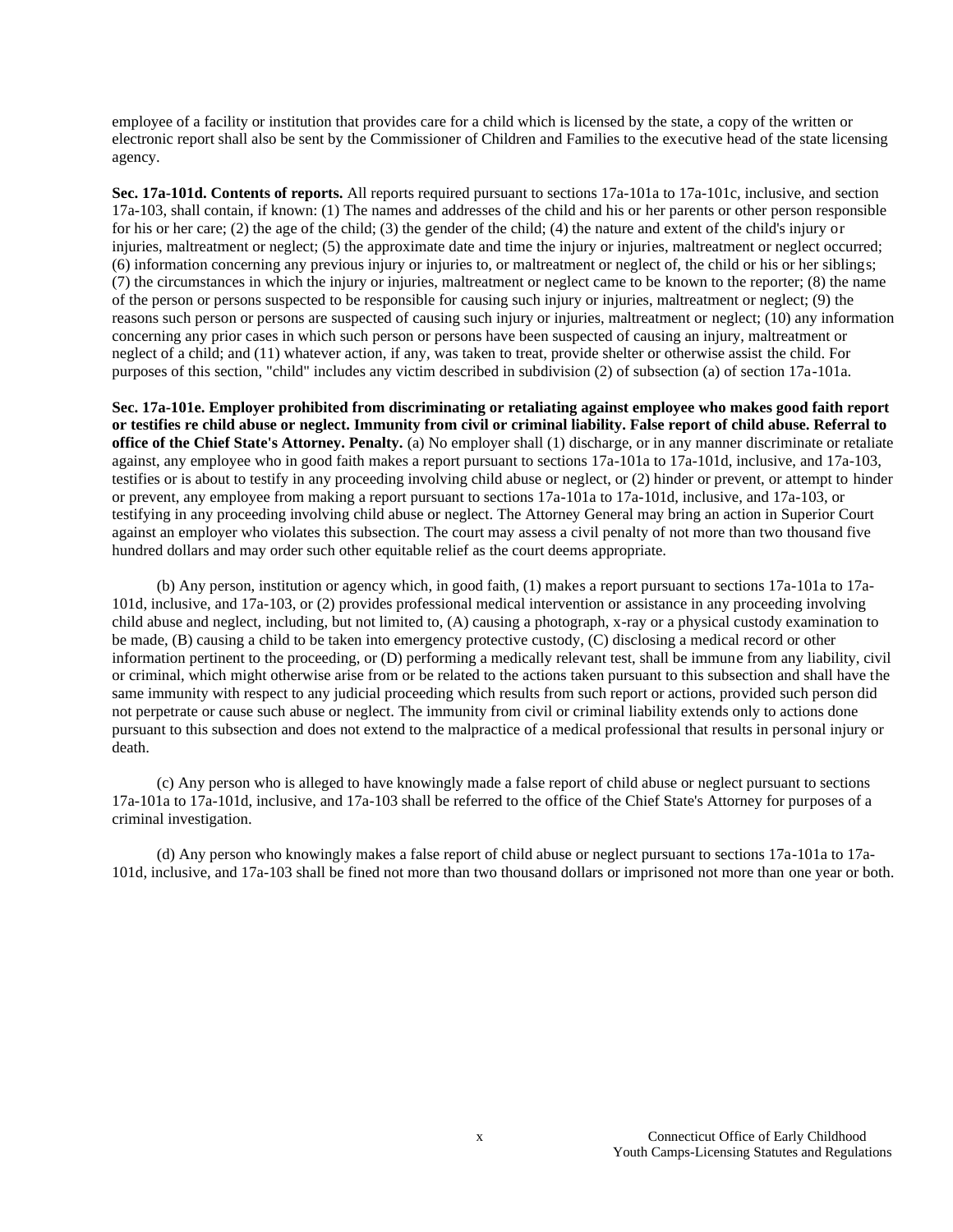employee of a facility or institution that provides care for a child which is licensed by the state, a copy of the written or electronic report shall also be sent by the Commissioner of Children and Families to the executive head of the state licensing agency.

**Sec. 17a-101d. Contents of reports.** All reports required pursuant to sections 17a-101a to 17a-101c, inclusive, and section 17a-103, shall contain, if known: (1) The names and addresses of the child and his or her parents or other person responsible for his or her care; (2) the age of the child; (3) the gender of the child; (4) the nature and extent of the child's injury or injuries, maltreatment or neglect; (5) the approximate date and time the injury or injuries, maltreatment or neglect occurred; (6) information concerning any previous injury or injuries to, or maltreatment or neglect of, the child or his or her siblings; (7) the circumstances in which the injury or injuries, maltreatment or neglect came to be known to the reporter; (8) the name of the person or persons suspected to be responsible for causing such injury or injuries, maltreatment or neglect; (9) the reasons such person or persons are suspected of causing such injury or injuries, maltreatment or neglect; (10) any information concerning any prior cases in which such person or persons have been suspected of causing an injury, maltreatment or neglect of a child; and (11) whatever action, if any, was taken to treat, provide shelter or otherwise assist the child. For purposes of this section, "child" includes any victim described in subdivision (2) of subsection (a) of section 17a-101a.

**Sec. 17a-101e. Employer prohibited from discriminating or retaliating against employee who makes good faith report or testifies re child abuse or neglect. Immunity from civil or criminal liability. False report of child abuse. Referral to office of the Chief State's Attorney. Penalty.** (a) No employer shall (1) discharge, or in any manner discriminate or retaliate against, any employee who in good faith makes a report pursuant to sections 17a-101a to 17a-101d, inclusive, and 17a-103, testifies or is about to testify in any proceeding involving child abuse or neglect, or (2) hinder or prevent, or attempt to hinder or prevent, any employee from making a report pursuant to sections 17a-101a to 17a-101d, inclusive, and 17a-103, or testifying in any proceeding involving child abuse or neglect. The Attorney General may bring an action in Superior Court against an employer who violates this subsection. The court may assess a civil penalty of not more than two thousand five hundred dollars and may order such other equitable relief as the court deems appropriate.

(b) Any person, institution or agency which, in good faith, (1) makes a report pursuant to sections 17a-101a to 17a-101d, inclusive, and 17a-103, or (2) provides professional medical intervention or assistance in any proceeding involving child abuse and neglect, including, but not limited to, (A) causing a photograph, x-ray or a physical custody examination to be made, (B) causing a child to be taken into emergency protective custody, (C) disclosing a medical record or other information pertinent to the proceeding, or (D) performing a medically relevant test, shall be immune from any liability, civil or criminal, which might otherwise arise from or be related to the actions taken pursuant to this subsection and shall have the same immunity with respect to any judicial proceeding which results from such report or actions, provided such person did not perpetrate or cause such abuse or neglect. The immunity from civil or criminal liability extends only to actions done pursuant to this subsection and does not extend to the malpractice of a medical professional that results in personal injury or death.

(c) Any person who is alleged to have knowingly made a false report of child abuse or neglect pursuant to sections 17a-101a to 17a-101d, inclusive, and 17a-103 shall be referred to the office of the Chief State's Attorney for purposes of a criminal investigation.

(d) Any person who knowingly makes a false report of child abuse or neglect pursuant to sections 17a-101a to 17a-101d, inclusive, and 17a-103 shall be fined not more than two thousand dollars or imprisoned not more than one year or both.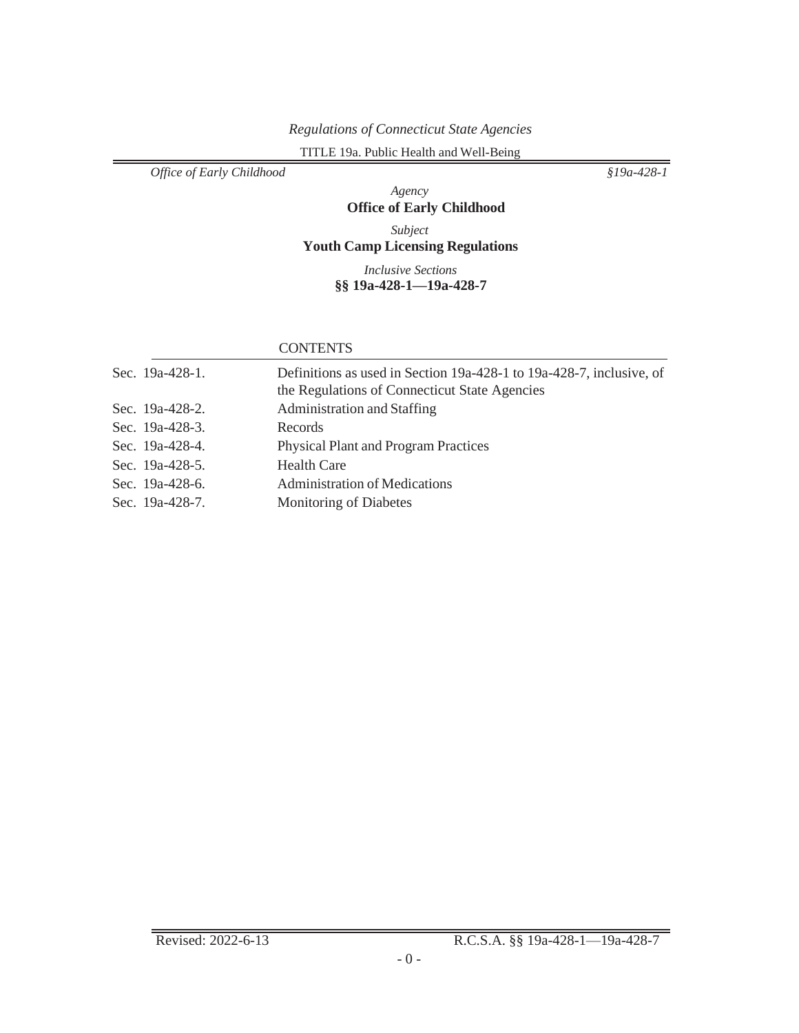*Agency*

**Office of Early Childhood**

*Subject*

**Youth Camp Licensing Regulations**

*Inclusive Sections*

**§§ 19a-428-1—19a-428-7**

CONTENTS

| | |
|---|---|
| Sec. 19a-428-1. | Definitions as used in Section 19a-428-1 to 19a-428-7, inclusive, of the Regulations of Connecticut State Agencies |
| Sec. 19a-428-2. | Administration and Staffing |
| Sec. 19a-428-3. | Records |
| Sec. 19a-428-4. | Physical Plant and Program Practices |
| Sec. 19a-428-5. | Health Care |
| Sec. 19a-428-6. | Administration of Medications |
| Sec. 19a-428-7. | Monitoring of Diabetes |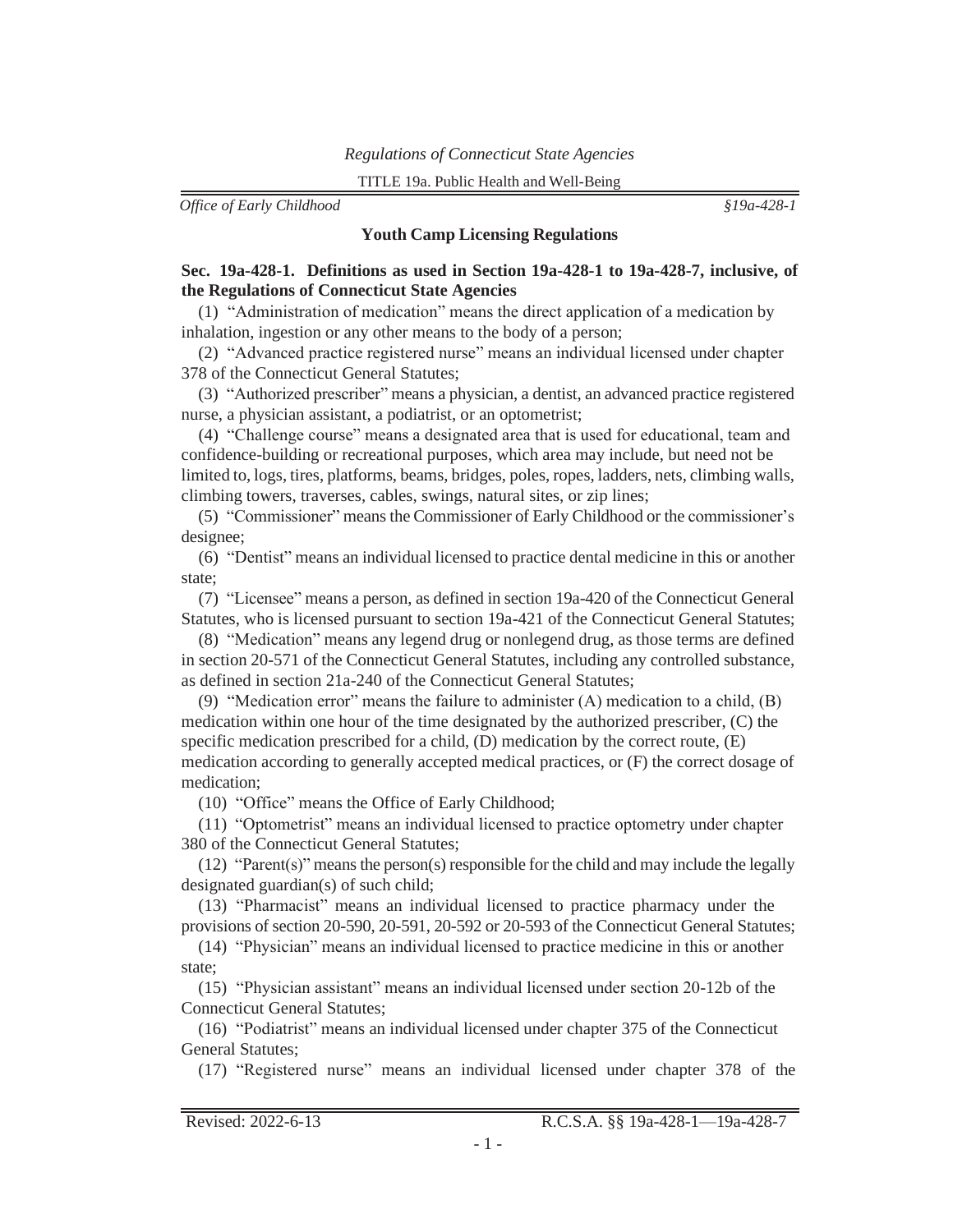## Youth Camp Licensing Regulations

**Sec. 19a-428-1. Definitions as used in Section 19a-428-1 to 19a-428-7, inclusive, of the Regulations of Connecticut State Agencies**

(1) "Administration of medication" means the direct application of a medication by inhalation, ingestion or any other means to the body of a person;

(2) "Advanced practice registered nurse" means an individual licensed under chapter 378 of the Connecticut General Statutes;

(3) "Authorized prescriber" means a physician, a dentist, an advanced practice registered nurse, a physician assistant, a podiatrist, or an optometrist;

(4) "Challenge course" means a designated area that is used for educational, team and confidence-building or recreational purposes, which area may include, but need not be limited to, logs, tires, platforms, beams, bridges, poles, ropes, ladders, nets, climbing walls, climbing towers, traverses, cables, swings, natural sites, or zip lines;

(5) "Commissioner" means the Commissioner of Early Childhood or the commissioner's designee;

(6) "Dentist" means an individual licensed to practice dental medicine in this or another state;

(7) "Licensee" means a person, as defined in section 19a-420 of the Connecticut General Statutes, who is licensed pursuant to section 19a-421 of the Connecticut General Statutes;

(8) "Medication" means any legend drug or nonlegend drug, as those terms are defined in section 20-571 of the Connecticut General Statutes, including any controlled substance, as defined in section 21a-240 of the Connecticut General Statutes;

(9) "Medication error" means the failure to administer (A) medication to a child, (B) medication within one hour of the time designated by the authorized prescriber, (C) the specific medication prescribed for a child, (D) medication by the correct route, (E) medication according to generally accepted medical practices, or (F) the correct dosage of medication;

(10) "Office" means the Office of Early Childhood;

(11) "Optometrist" means an individual licensed to practice optometry under chapter 380 of the Connecticut General Statutes;

(12) "Parent(s)" means the person(s) responsible for the child and may include the legally designated guardian(s) of such child;

(13) "Pharmacist" means an individual licensed to practice pharmacy under the provisions of section 20-590, 20-591, 20-592 or 20-593 of the Connecticut General Statutes;

(14) "Physician" means an individual licensed to practice medicine in this or another state;

(15) "Physician assistant" means an individual licensed under section 20-12b of the Connecticut General Statutes;

(16) "Podiatrist" means an individual licensed under chapter 375 of the Connecticut General Statutes;

(17) "Registered nurse" means an individual licensed under chapter 378 of the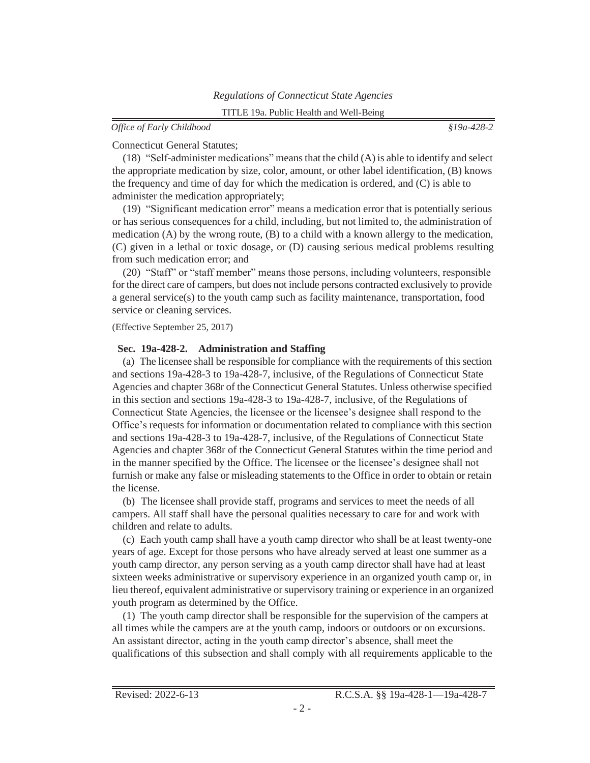Connecticut General Statutes;

(18) "Self-administer medications" means that the child (A) is able to identify and select the appropriate medication by size, color, amount, or other label identification, (B) knows the frequency and time of day for which the medication is ordered, and (C) is able to administer the medication appropriately;

(19) "Significant medication error" means a medication error that is potentially serious or has serious consequences for a child, including, but not limited to, the administration of medication (A) by the wrong route, (B) to a child with a known allergy to the medication, (C) given in a lethal or toxic dosage, or (D) causing serious medical problems resulting from such medication error; and

(20) "Staff" or "staff member" means those persons, including volunteers, responsible for the direct care of campers, but does not include persons contracted exclusively to provide a general service(s) to the youth camp such as facility maintenance, transportation, food service or cleaning services.

(Effective September 25, 2017)

**Sec. 19a-428-2. Administration and Staffing**

(a) The licensee shall be responsible for compliance with the requirements of this section and sections 19a-428-3 to 19a-428-7, inclusive, of the Regulations of Connecticut State Agencies and chapter 368r of the Connecticut General Statutes. Unless otherwise specified in this section and sections 19a-428-3 to 19a-428-7, inclusive, of the Regulations of Connecticut State Agencies, the licensee or the licensee's designee shall respond to the Office's requests for information or documentation related to compliance with this section and sections 19a-428-3 to 19a-428-7, inclusive, of the Regulations of Connecticut State Agencies and chapter 368r of the Connecticut General Statutes within the time period and in the manner specified by the Office. The licensee or the licensee's designee shall not furnish or make any false or misleading statements to the Office in order to obtain or retain the license.

(b) The licensee shall provide staff, programs and services to meet the needs of all campers. All staff shall have the personal qualities necessary to care for and work with children and relate to adults.

(c) Each youth camp shall have a youth camp director who shall be at least twenty-one years of age. Except for those persons who have already served at least one summer as a youth camp director, any person serving as a youth camp director shall have had at least sixteen weeks administrative or supervisory experience in an organized youth camp or, in lieu thereof, equivalent administrative or supervisory training or experience in an organized youth program as determined by the Office.

(1) The youth camp director shall be responsible for the supervision of the campers at all times while the campers are at the youth camp, indoors or outdoors or on excursions. An assistant director, acting in the youth camp director's absence, shall meet the qualifications of this subsection and shall comply with all requirements applicable to the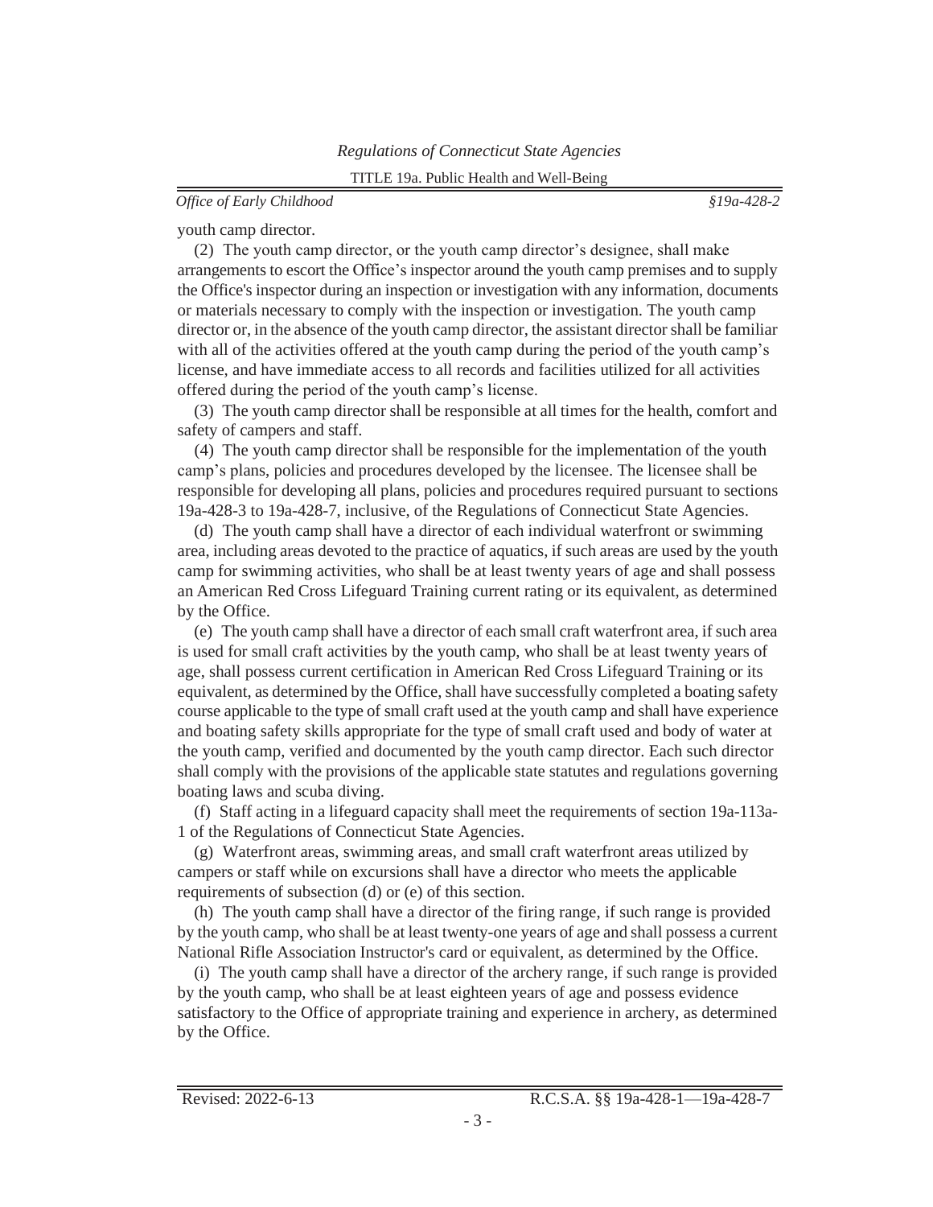youth camp director.

(2) The youth camp director, or the youth camp director's designee, shall make arrangements to escort the Office's inspector around the youth camp premises and to supply the Office's inspector during an inspection or investigation with any information, documents or materials necessary to comply with the inspection or investigation. The youth camp director or, in the absence of the youth camp director, the assistant director shall be familiar with all of the activities offered at the youth camp during the period of the youth camp's license, and have immediate access to all records and facilities utilized for all activities offered during the period of the youth camp's license.

(3) The youth camp director shall be responsible at all times for the health, comfort and safety of campers and staff.

(4) The youth camp director shall be responsible for the implementation of the youth camp's plans, policies and procedures developed by the licensee. The licensee shall be responsible for developing all plans, policies and procedures required pursuant to sections 19a-428-3 to 19a-428-7, inclusive, of the Regulations of Connecticut State Agencies.

(d) The youth camp shall have a director of each individual waterfront or swimming area, including areas devoted to the practice of aquatics, if such areas are used by the youth camp for swimming activities, who shall be at least twenty years of age and shall possess an American Red Cross Lifeguard Training current rating or its equivalent, as determined by the Office.

(e) The youth camp shall have a director of each small craft waterfront area, if such area is used for small craft activities by the youth camp, who shall be at least twenty years of age, shall possess current certification in American Red Cross Lifeguard Training or its equivalent, as determined by the Office, shall have successfully completed a boating safety course applicable to the type of small craft used at the youth camp and shall have experience and boating safety skills appropriate for the type of small craft used and body of water at the youth camp, verified and documented by the youth camp director. Each such director shall comply with the provisions of the applicable state statutes and regulations governing boating laws and scuba diving.

(f) Staff acting in a lifeguard capacity shall meet the requirements of section 19a-113a-1 of the Regulations of Connecticut State Agencies.

(g) Waterfront areas, swimming areas, and small craft waterfront areas utilized by campers or staff while on excursions shall have a director who meets the applicable requirements of subsection (d) or (e) of this section.

(h) The youth camp shall have a director of the firing range, if such range is provided by the youth camp, who shall be at least twenty-one years of age and shall possess a current National Rifle Association Instructor's card or equivalent, as determined by the Office.

(i) The youth camp shall have a director of the archery range, if such range is provided by the youth camp, who shall be at least eighteen years of age and possess evidence satisfactory to the Office of appropriate training and experience in archery, as determined by the Office.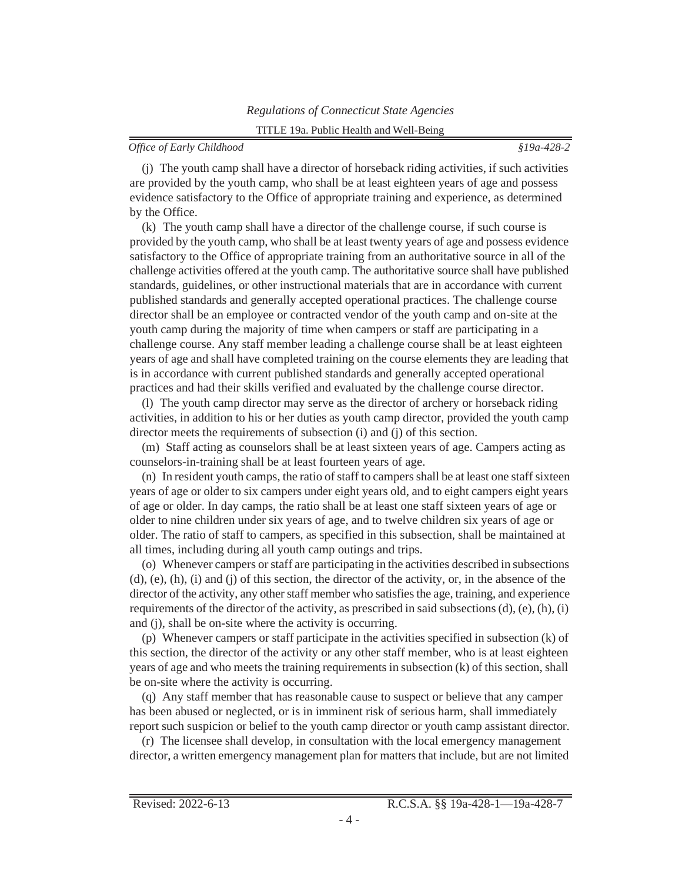(j) The youth camp shall have a director of horseback riding activities, if such activities are provided by the youth camp, who shall be at least eighteen years of age and possess evidence satisfactory to the Office of appropriate training and experience, as determined by the Office.

(k) The youth camp shall have a director of the challenge course, if such course is provided by the youth camp, who shall be at least twenty years of age and possess evidence satisfactory to the Office of appropriate training from an authoritative source in all of the challenge activities offered at the youth camp. The authoritative source shall have published standards, guidelines, or other instructional materials that are in accordance with current published standards and generally accepted operational practices. The challenge course director shall be an employee or contracted vendor of the youth camp and on-site at the youth camp during the majority of time when campers or staff are participating in a challenge course. Any staff member leading a challenge course shall be at least eighteen years of age and shall have completed training on the course elements they are leading that is in accordance with current published standards and generally accepted operational practices and had their skills verified and evaluated by the challenge course director.

(l) The youth camp director may serve as the director of archery or horseback riding activities, in addition to his or her duties as youth camp director, provided the youth camp director meets the requirements of subsection (i) and (j) of this section.

(m) Staff acting as counselors shall be at least sixteen years of age. Campers acting as counselors-in-training shall be at least fourteen years of age.

(n) In resident youth camps, the ratio of staff to campers shall be at least one staff sixteen years of age or older to six campers under eight years old, and to eight campers eight years of age or older. In day camps, the ratio shall be at least one staff sixteen years of age or older to nine children under six years of age, and to twelve children six years of age or older. The ratio of staff to campers, as specified in this subsection, shall be maintained at all times, including during all youth camp outings and trips.

(o) Whenever campers or staff are participating in the activities described in subsections (d), (e), (h), (i) and (j) of this section, the director of the activity, or, in the absence of the director of the activity, any other staff member who satisfies the age, training, and experience requirements of the director of the activity, as prescribed in said subsections (d), (e), (h), (i) and (j), shall be on-site where the activity is occurring.

(p) Whenever campers or staff participate in the activities specified in subsection (k) of this section, the director of the activity or any other staff member, who is at least eighteen years of age and who meets the training requirements in subsection (k) of this section, shall be on-site where the activity is occurring.

(q) Any staff member that has reasonable cause to suspect or believe that any camper has been abused or neglected, or is in imminent risk of serious harm, shall immediately report such suspicion or belief to the youth camp director or youth camp assistant director.

(r) The licensee shall develop, in consultation with the local emergency management director, a written emergency management plan for matters that include, but are not limited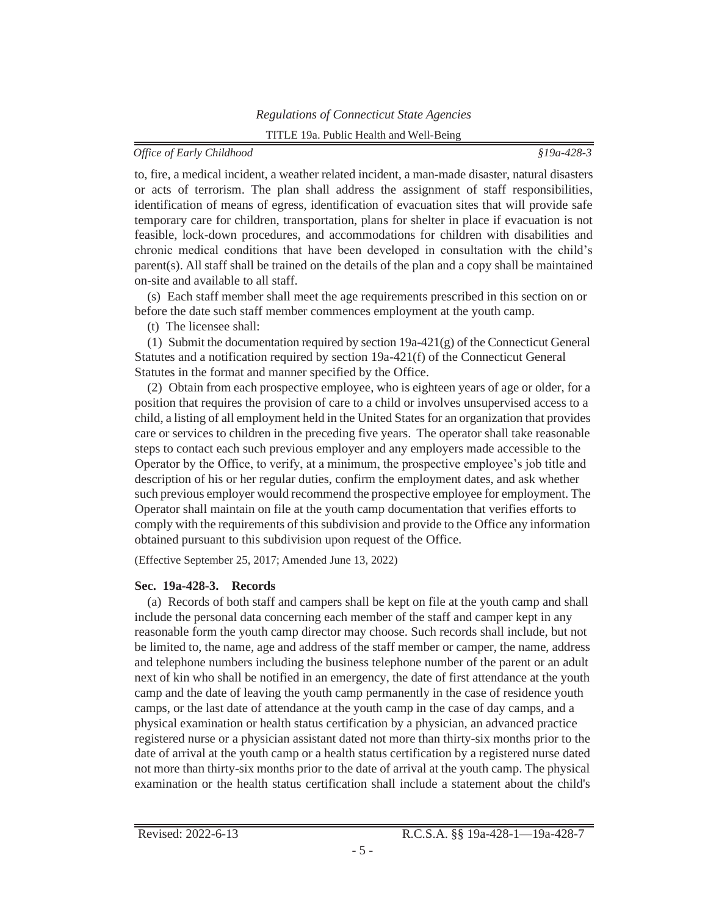to, fire, a medical incident, a weather related incident, a man-made disaster, natural disasters or acts of terrorism. The plan shall address the assignment of staff responsibilities, identification of means of egress, identification of evacuation sites that will provide safe temporary care for children, transportation, plans for shelter in place if evacuation is not feasible, lock-down procedures, and accommodations for children with disabilities and chronic medical conditions that have been developed in consultation with the child's parent(s). All staff shall be trained on the details of the plan and a copy shall be maintained on-site and available to all staff.

(s) Each staff member shall meet the age requirements prescribed in this section on or before the date such staff member commences employment at the youth camp.

(t) The licensee shall:

(1) Submit the documentation required by section 19a-421(g) of the Connecticut General Statutes and a notification required by section 19a-421(f) of the Connecticut General Statutes in the format and manner specified by the Office.

(2) Obtain from each prospective employee, who is eighteen years of age or older, for a position that requires the provision of care to a child or involves unsupervised access to a child, a listing of all employment held in the United States for an organization that provides care or services to children in the preceding five years. The operator shall take reasonable steps to contact each such previous employer and any employers made accessible to the Operator by the Office, to verify, at a minimum, the prospective employee's job title and description of his or her regular duties, confirm the employment dates, and ask whether such previous employer would recommend the prospective employee for employment. The Operator shall maintain on file at the youth camp documentation that verifies efforts to comply with the requirements of this subdivision and provide to the Office any information obtained pursuant to this subdivision upon request of the Office.

(Effective September 25, 2017; Amended June 13, 2022)

**Sec. 19a-428-3. Records**

(a) Records of both staff and campers shall be kept on file at the youth camp and shall include the personal data concerning each member of the staff and camper kept in any reasonable form the youth camp director may choose. Such records shall include, but not be limited to, the name, age and address of the staff member or camper, the name, address and telephone numbers including the business telephone number of the parent or an adult next of kin who shall be notified in an emergency, the date of first attendance at the youth camp and the date of leaving the youth camp permanently in the case of residence youth camps, or the last date of attendance at the youth camp in the case of day camps, and a physical examination or health status certification by a physician, an advanced practice registered nurse or a physician assistant dated not more than thirty-six months prior to the date of arrival at the youth camp or a health status certification by a registered nurse dated not more than thirty-six months prior to the date of arrival at the youth camp. The physical examination or the health status certification shall include a statement about the child's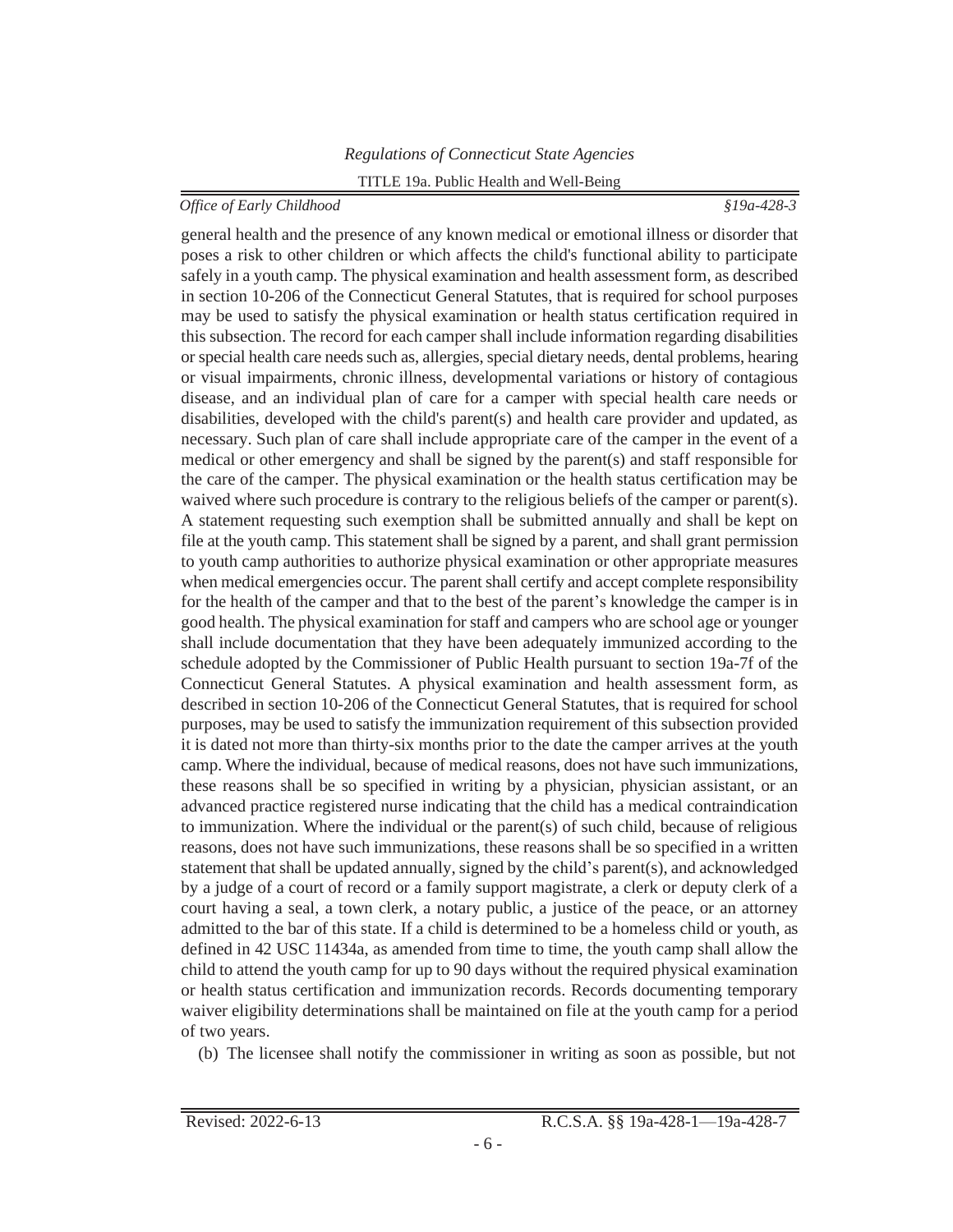general health and the presence of any known medical or emotional illness or disorder that poses a risk to other children or which affects the child's functional ability to participate safely in a youth camp. The physical examination and health assessment form, as described in section 10-206 of the Connecticut General Statutes, that is required for school purposes may be used to satisfy the physical examination or health status certification required in this subsection. The record for each camper shall include information regarding disabilities or special health care needs such as, allergies, special dietary needs, dental problems, hearing or visual impairments, chronic illness, developmental variations or history of contagious disease, and an individual plan of care for a camper with special health care needs or disabilities, developed with the child's parent(s) and health care provider and updated, as necessary. Such plan of care shall include appropriate care of the camper in the event of a medical or other emergency and shall be signed by the parent(s) and staff responsible for the care of the camper. The physical examination or the health status certification may be waived where such procedure is contrary to the religious beliefs of the camper or parent(s). A statement requesting such exemption shall be submitted annually and shall be kept on file at the youth camp. This statement shall be signed by a parent, and shall grant permission to youth camp authorities to authorize physical examination or other appropriate measures when medical emergencies occur. The parent shall certify and accept complete responsibility for the health of the camper and that to the best of the parent's knowledge the camper is in good health. The physical examination for staff and campers who are school age or younger shall include documentation that they have been adequately immunized according to the schedule adopted by the Commissioner of Public Health pursuant to section 19a-7f of the Connecticut General Statutes. A physical examination and health assessment form, as described in section 10-206 of the Connecticut General Statutes, that is required for school purposes, may be used to satisfy the immunization requirement of this subsection provided it is dated not more than thirty-six months prior to the date the camper arrives at the youth camp. Where the individual, because of medical reasons, does not have such immunizations, these reasons shall be so specified in writing by a physician, physician assistant, or an advanced practice registered nurse indicating that the child has a medical contraindication to immunization. Where the individual or the parent(s) of such child, because of religious reasons, does not have such immunizations, these reasons shall be so specified in a written statement that shall be updated annually, signed by the child's parent(s), and acknowledged by a judge of a court of record or a family support magistrate, a clerk or deputy clerk of a court having a seal, a town clerk, a notary public, a justice of the peace, or an attorney admitted to the bar of this state. If a child is determined to be a homeless child or youth, as defined in 42 USC 11434a, as amended from time to time, the youth camp shall allow the child to attend the youth camp for up to 90 days without the required physical examination or health status certification and immunization records. Records documenting temporary waiver eligibility determinations shall be maintained on file at the youth camp for a period of two years.

(b) The licensee shall notify the commissioner in writing as soon as possible, but not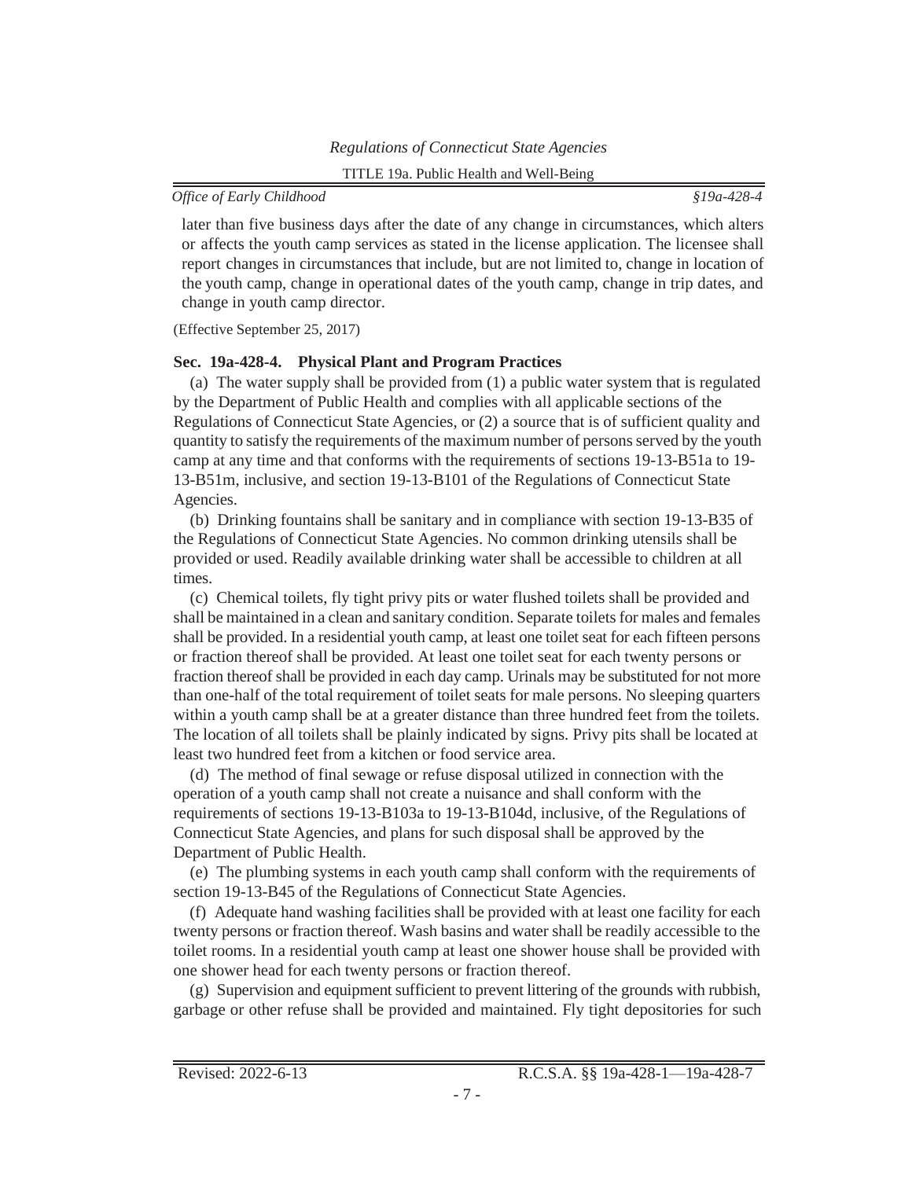later than five business days after the date of any change in circumstances, which alters or affects the youth camp services as stated in the license application. The licensee shall report changes in circumstances that include, but are not limited to, change in location of the youth camp, change in operational dates of the youth camp, change in trip dates, and change in youth camp director.

(Effective September 25, 2017)

**Sec. 19a-428-4. Physical Plant and Program Practices**

(a) The water supply shall be provided from (1) a public water system that is regulated by the Department of Public Health and complies with all applicable sections of the Regulations of Connecticut State Agencies, or (2) a source that is of sufficient quality and quantity to satisfy the requirements of the maximum number of persons served by the youth camp at any time and that conforms with the requirements of sections 19-13-B51a to 19-13-B51m, inclusive, and section 19-13-B101 of the Regulations of Connecticut State Agencies.

(b) Drinking fountains shall be sanitary and in compliance with section 19-13-B35 of the Regulations of Connecticut State Agencies. No common drinking utensils shall be provided or used. Readily available drinking water shall be accessible to children at all times.

(c) Chemical toilets, fly tight privy pits or water flushed toilets shall be provided and shall be maintained in a clean and sanitary condition. Separate toilets for males and females shall be provided. In a residential youth camp, at least one toilet seat for each fifteen persons or fraction thereof shall be provided. At least one toilet seat for each twenty persons or fraction thereof shall be provided in each day camp. Urinals may be substituted for not more than one-half of the total requirement of toilet seats for male persons. No sleeping quarters within a youth camp shall be at a greater distance than three hundred feet from the toilets. The location of all toilets shall be plainly indicated by signs. Privy pits shall be located at least two hundred feet from a kitchen or food service area.

(d) The method of final sewage or refuse disposal utilized in connection with the operation of a youth camp shall not create a nuisance and shall conform with the requirements of sections 19-13-B103a to 19-13-B104d, inclusive, of the Regulations of Connecticut State Agencies, and plans for such disposal shall be approved by the Department of Public Health.

(e) The plumbing systems in each youth camp shall conform with the requirements of section 19-13-B45 of the Regulations of Connecticut State Agencies.

(f) Adequate hand washing facilities shall be provided with at least one facility for each twenty persons or fraction thereof. Wash basins and water shall be readily accessible to the toilet rooms. In a residential youth camp at least one shower house shall be provided with one shower head for each twenty persons or fraction thereof.

(g) Supervision and equipment sufficient to prevent littering of the grounds with rubbish, garbage or other refuse shall be provided and maintained. Fly tight depositories for such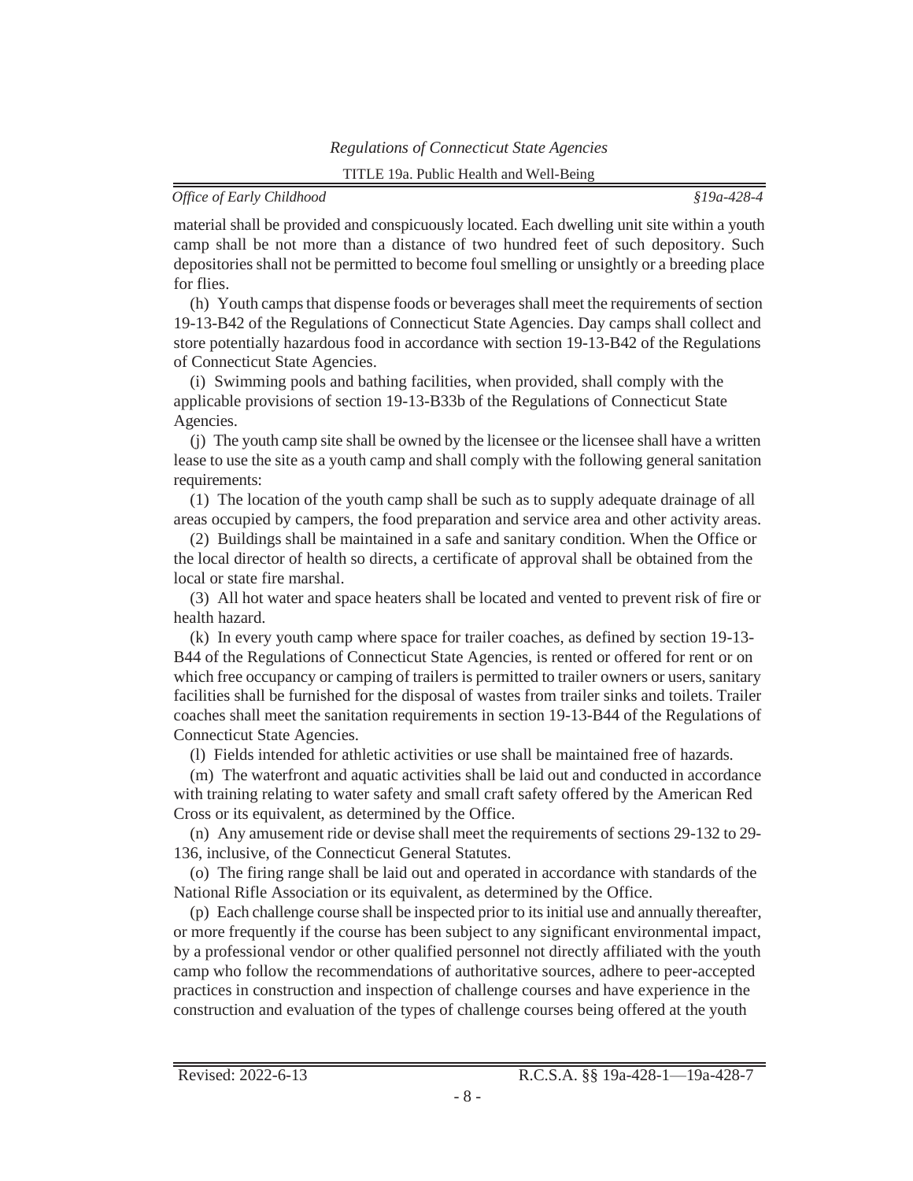material shall be provided and conspicuously located. Each dwelling unit site within a youth camp shall be not more than a distance of two hundred feet of such depository. Such depositories shall not be permitted to become foul smelling or unsightly or a breeding place for flies.

(h) Youth camps that dispense foods or beverages shall meet the requirements of section 19-13-B42 of the Regulations of Connecticut State Agencies. Day camps shall collect and store potentially hazardous food in accordance with section 19-13-B42 of the Regulations of Connecticut State Agencies.

(i) Swimming pools and bathing facilities, when provided, shall comply with the applicable provisions of section 19-13-B33b of the Regulations of Connecticut State Agencies.

(j) The youth camp site shall be owned by the licensee or the licensee shall have a written lease to use the site as a youth camp and shall comply with the following general sanitation requirements:

(1) The location of the youth camp shall be such as to supply adequate drainage of all areas occupied by campers, the food preparation and service area and other activity areas.

(2) Buildings shall be maintained in a safe and sanitary condition. When the Office or the local director of health so directs, a certificate of approval shall be obtained from the local or state fire marshal.

(3) All hot water and space heaters shall be located and vented to prevent risk of fire or health hazard.

(k) In every youth camp where space for trailer coaches, as defined by section 19-13-B44 of the Regulations of Connecticut State Agencies, is rented or offered for rent or on which free occupancy or camping of trailers is permitted to trailer owners or users, sanitary facilities shall be furnished for the disposal of wastes from trailer sinks and toilets. Trailer coaches shall meet the sanitation requirements in section 19-13-B44 of the Regulations of Connecticut State Agencies.

(l) Fields intended for athletic activities or use shall be maintained free of hazards.

(m) The waterfront and aquatic activities shall be laid out and conducted in accordance with training relating to water safety and small craft safety offered by the American Red Cross or its equivalent, as determined by the Office.

(n) Any amusement ride or devise shall meet the requirements of sections 29-132 to 29-136, inclusive, of the Connecticut General Statutes.

(o) The firing range shall be laid out and operated in accordance with standards of the National Rifle Association or its equivalent, as determined by the Office.

(p) Each challenge course shall be inspected prior to its initial use and annually thereafter, or more frequently if the course has been subject to any significant environmental impact, by a professional vendor or other qualified personnel not directly affiliated with the youth camp who follow the recommendations of authoritative sources, adhere to peer-accepted practices in construction and inspection of challenge courses and have experience in the construction and evaluation of the types of challenge courses being offered at the youth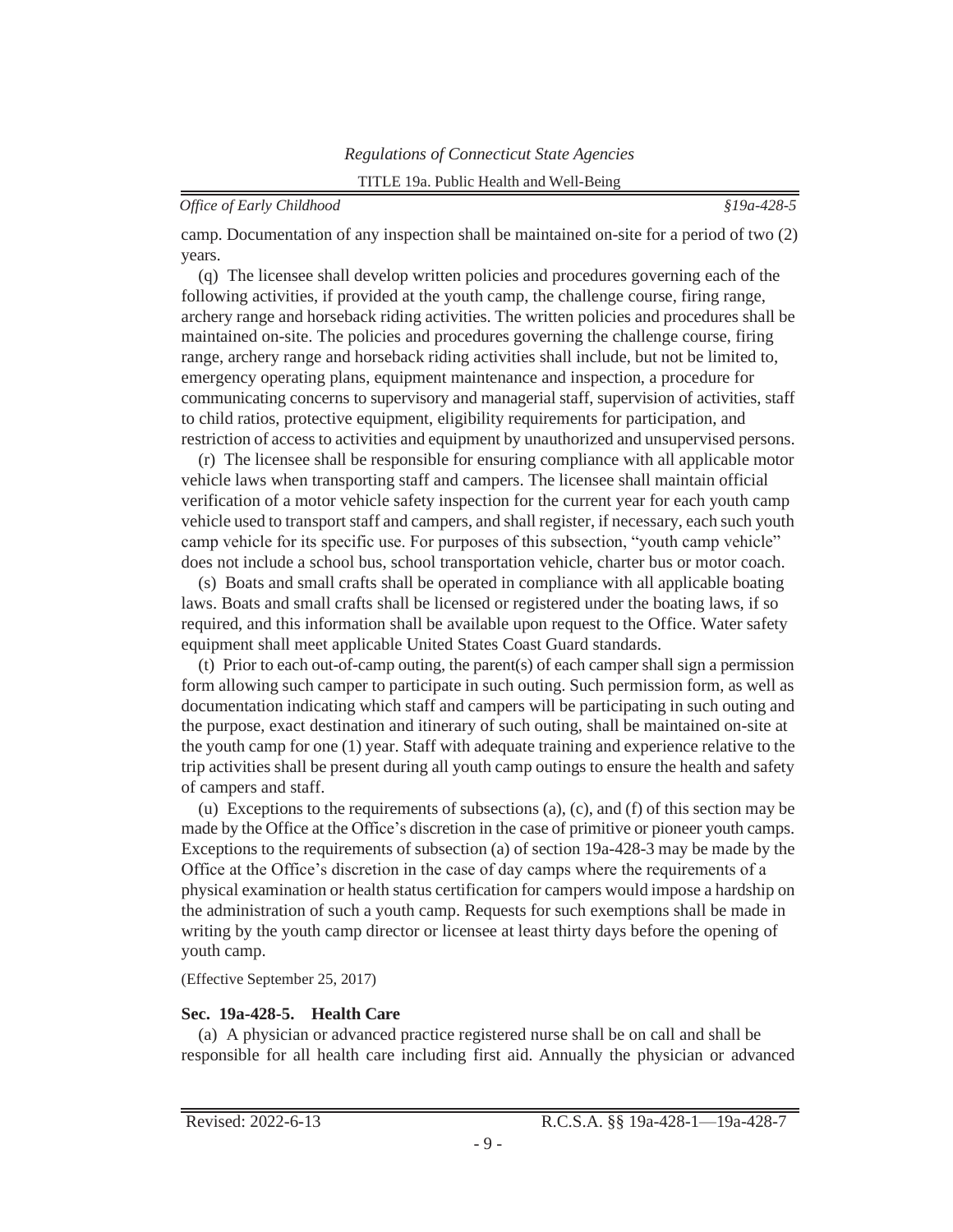camp. Documentation of any inspection shall be maintained on-site for a period of two (2) years.

(q) The licensee shall develop written policies and procedures governing each of the following activities, if provided at the youth camp, the challenge course, firing range, archery range and horseback riding activities. The written policies and procedures shall be maintained on-site. The policies and procedures governing the challenge course, firing range, archery range and horseback riding activities shall include, but not be limited to, emergency operating plans, equipment maintenance and inspection, a procedure for communicating concerns to supervisory and managerial staff, supervision of activities, staff to child ratios, protective equipment, eligibility requirements for participation, and restriction of access to activities and equipment by unauthorized and unsupervised persons.

(r) The licensee shall be responsible for ensuring compliance with all applicable motor vehicle laws when transporting staff and campers. The licensee shall maintain official verification of a motor vehicle safety inspection for the current year for each youth camp vehicle used to transport staff and campers, and shall register, if necessary, each such youth camp vehicle for its specific use. For purposes of this subsection, "youth camp vehicle" does not include a school bus, school transportation vehicle, charter bus or motor coach.

(s) Boats and small crafts shall be operated in compliance with all applicable boating laws. Boats and small crafts shall be licensed or registered under the boating laws, if so required, and this information shall be available upon request to the Office. Water safety equipment shall meet applicable United States Coast Guard standards.

(t) Prior to each out-of-camp outing, the parent(s) of each camper shall sign a permission form allowing such camper to participate in such outing. Such permission form, as well as documentation indicating which staff and campers will be participating in such outing and the purpose, exact destination and itinerary of such outing, shall be maintained on-site at the youth camp for one (1) year. Staff with adequate training and experience relative to the trip activities shall be present during all youth camp outings to ensure the health and safety of campers and staff.

(u) Exceptions to the requirements of subsections (a), (c), and (f) of this section may be made by the Office at the Office's discretion in the case of primitive or pioneer youth camps. Exceptions to the requirements of subsection (a) of section 19a-428-3 may be made by the Office at the Office's discretion in the case of day camps where the requirements of a physical examination or health status certification for campers would impose a hardship on the administration of such a youth camp. Requests for such exemptions shall be made in writing by the youth camp director or licensee at least thirty days before the opening of youth camp.

(Effective September 25, 2017)

### Sec. 19a-428-5. Health Care

(a) A physician or advanced practice registered nurse shall be on call and shall be responsible for all health care including first aid. Annually the physician or advanced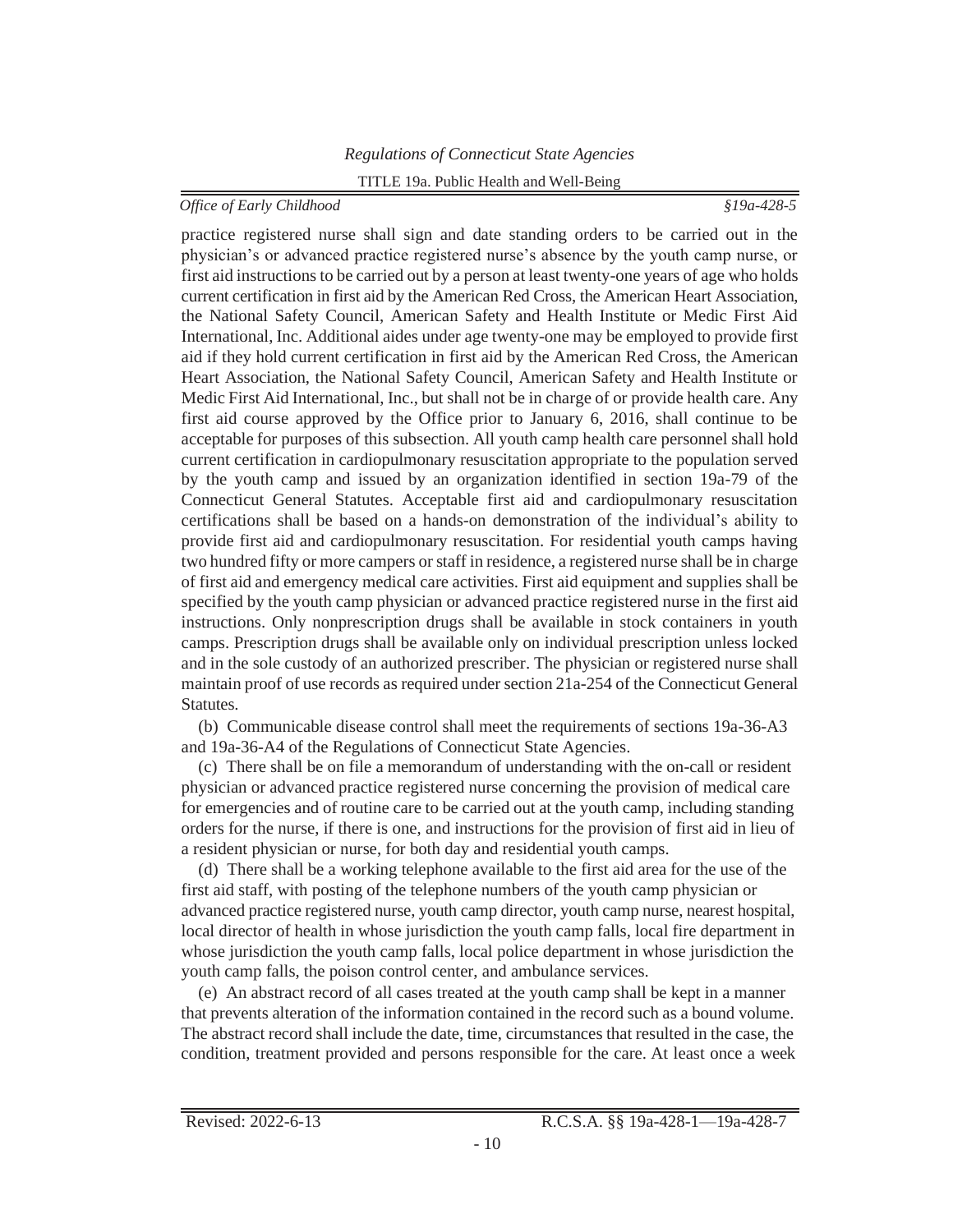practice registered nurse shall sign and date standing orders to be carried out in the physician's or advanced practice registered nurse's absence by the youth camp nurse, or first aid instructions to be carried out by a person at least twenty-one years of age who holds current certification in first aid by the American Red Cross, the American Heart Association, the National Safety Council, American Safety and Health Institute or Medic First Aid International, Inc. Additional aides under age twenty-one may be employed to provide first aid if they hold current certification in first aid by the American Red Cross, the American Heart Association, the National Safety Council, American Safety and Health Institute or Medic First Aid International, Inc., but shall not be in charge of or provide health care. Any first aid course approved by the Office prior to January 6, 2016, shall continue to be acceptable for purposes of this subsection. All youth camp health care personnel shall hold current certification in cardiopulmonary resuscitation appropriate to the population served by the youth camp and issued by an organization identified in section 19a-79 of the Connecticut General Statutes. Acceptable first aid and cardiopulmonary resuscitation certifications shall be based on a hands-on demonstration of the individual's ability to provide first aid and cardiopulmonary resuscitation. For residential youth camps having two hundred fifty or more campers or staff in residence, a registered nurse shall be in charge of first aid and emergency medical care activities. First aid equipment and supplies shall be specified by the youth camp physician or advanced practice registered nurse in the first aid instructions. Only nonprescription drugs shall be available in stock containers in youth camps. Prescription drugs shall be available only on individual prescription unless locked and in the sole custody of an authorized prescriber. The physician or registered nurse shall maintain proof of use records as required under section 21a-254 of the Connecticut General Statutes.

(b) Communicable disease control shall meet the requirements of sections 19a-36-A3 and 19a-36-A4 of the Regulations of Connecticut State Agencies.

(c) There shall be on file a memorandum of understanding with the on-call or resident physician or advanced practice registered nurse concerning the provision of medical care for emergencies and of routine care to be carried out at the youth camp, including standing orders for the nurse, if there is one, and instructions for the provision of first aid in lieu of a resident physician or nurse, for both day and residential youth camps.

(d) There shall be a working telephone available to the first aid area for the use of the first aid staff, with posting of the telephone numbers of the youth camp physician or advanced practice registered nurse, youth camp director, youth camp nurse, nearest hospital, local director of health in whose jurisdiction the youth camp falls, local fire department in whose jurisdiction the youth camp falls, local police department in whose jurisdiction the youth camp falls, the poison control center, and ambulance services.

(e) An abstract record of all cases treated at the youth camp shall be kept in a manner that prevents alteration of the information contained in the record such as a bound volume. The abstract record shall include the date, time, circumstances that resulted in the case, the condition, treatment provided and persons responsible for the care. At least once a week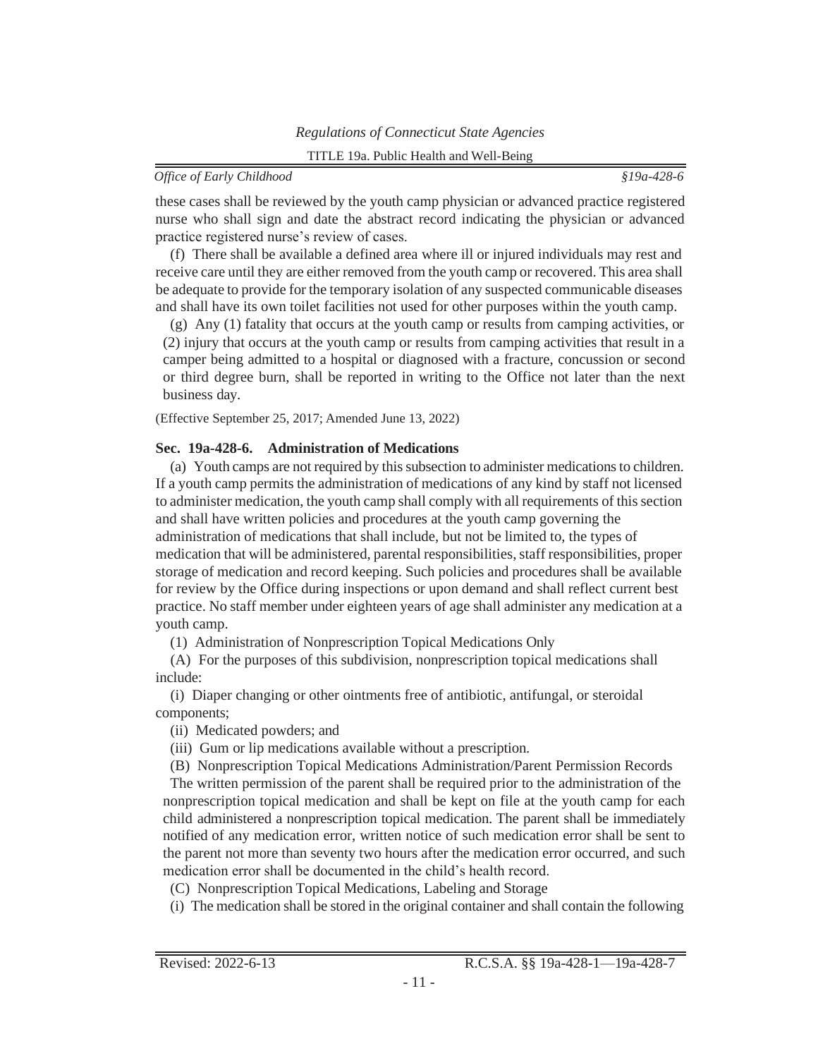these cases shall be reviewed by the youth camp physician or advanced practice registered nurse who shall sign and date the abstract record indicating the physician or advanced practice registered nurse's review of cases.

(f) There shall be available a defined area where ill or injured individuals may rest and receive care until they are either removed from the youth camp or recovered. This area shall be adequate to provide for the temporary isolation of any suspected communicable diseases and shall have its own toilet facilities not used for other purposes within the youth camp.

(g) Any (1) fatality that occurs at the youth camp or results from camping activities, or (2) injury that occurs at the youth camp or results from camping activities that result in a camper being admitted to a hospital or diagnosed with a fracture, concussion or second or third degree burn, shall be reported in writing to the Office not later than the next business day.

(Effective September 25, 2017; Amended June 13, 2022)

**Sec. 19a-428-6. Administration of Medications**

(a) Youth camps are not required by this subsection to administer medications to children. If a youth camp permits the administration of medications of any kind by staff not licensed to administer medication, the youth camp shall comply with all requirements of this section and shall have written policies and procedures at the youth camp governing the administration of medications that shall include, but not be limited to, the types of medication that will be administered, parental responsibilities, staff responsibilities, proper storage of medication and record keeping. Such policies and procedures shall be available for review by the Office during inspections or upon demand and shall reflect current best practice. No staff member under eighteen years of age shall administer any medication at a youth camp.

(1) Administration of Nonprescription Topical Medications Only

(A) For the purposes of this subdivision, nonprescription topical medications shall include:

(i) Diaper changing or other ointments free of antibiotic, antifungal, or steroidal components;

(ii) Medicated powders; and

(iii) Gum or lip medications available without a prescription.

(B) Nonprescription Topical Medications Administration/Parent Permission Records

The written permission of the parent shall be required prior to the administration of the nonprescription topical medication and shall be kept on file at the youth camp for each child administered a nonprescription topical medication. The parent shall be immediately notified of any medication error, written notice of such medication error shall be sent to the parent not more than seventy two hours after the medication error occurred, and such medication error shall be documented in the child's health record.

(C) Nonprescription Topical Medications, Labeling and Storage

(i) The medication shall be stored in the original container and shall contain the following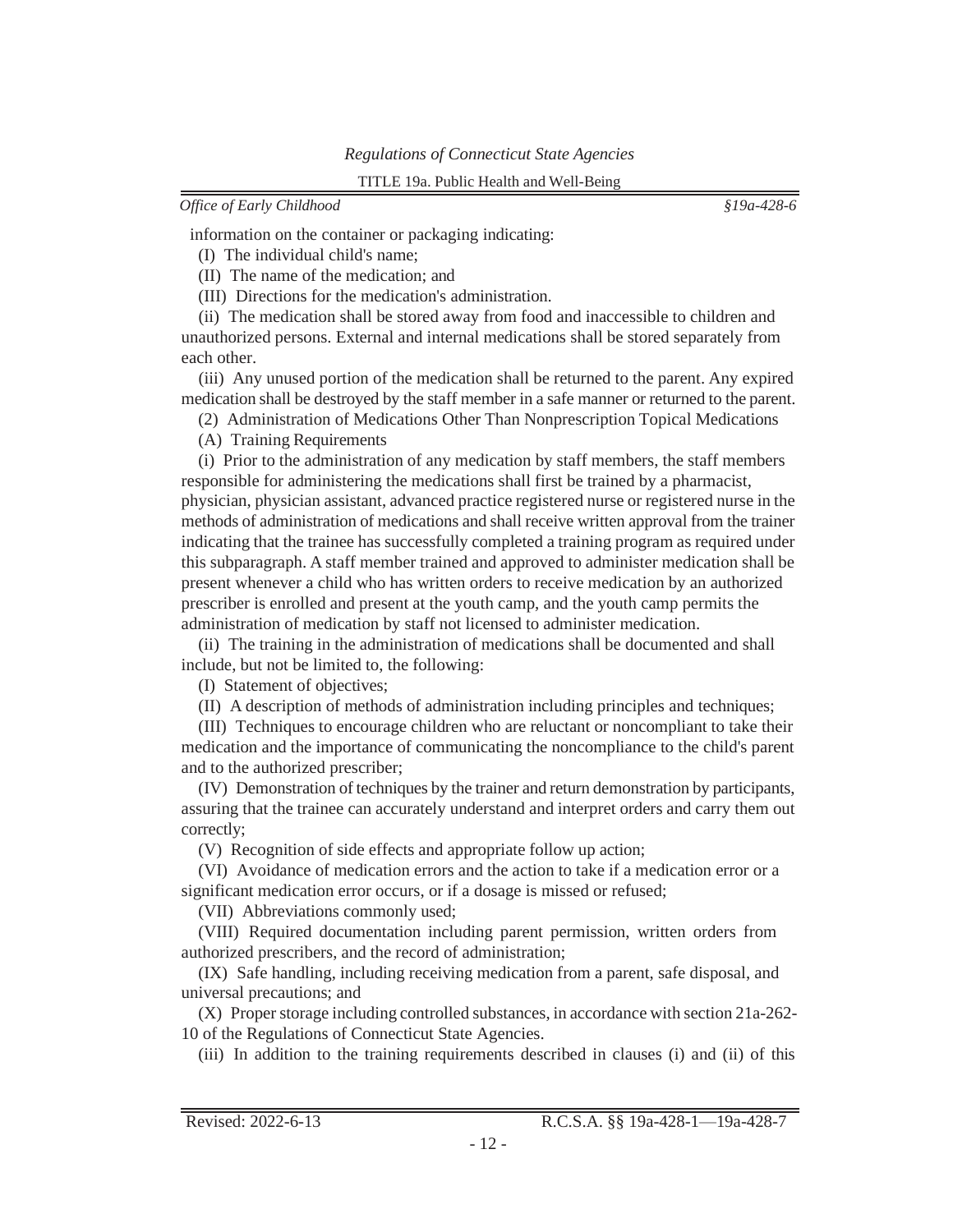information on the container or packaging indicating:

(I) The individual child's name;

(II) The name of the medication; and

(III) Directions for the medication's administration.

(ii) The medication shall be stored away from food and inaccessible to children and unauthorized persons. External and internal medications shall be stored separately from each other.

(iii) Any unused portion of the medication shall be returned to the parent. Any expired medication shall be destroyed by the staff member in a safe manner or returned to the parent.

(2) Administration of Medications Other Than Nonprescription Topical Medications

(A) Training Requirements

(i) Prior to the administration of any medication by staff members, the staff members responsible for administering the medications shall first be trained by a pharmacist, physician, physician assistant, advanced practice registered nurse or registered nurse in the methods of administration of medications and shall receive written approval from the trainer indicating that the trainee has successfully completed a training program as required under this subparagraph. A staff member trained and approved to administer medication shall be present whenever a child who has written orders to receive medication by an authorized prescriber is enrolled and present at the youth camp, and the youth camp permits the administration of medication by staff not licensed to administer medication.

(ii) The training in the administration of medications shall be documented and shall include, but not be limited to, the following:

(I) Statement of objectives;

(II) A description of methods of administration including principles and techniques;

(III) Techniques to encourage children who are reluctant or noncompliant to take their medication and the importance of communicating the noncompliance to the child's parent and to the authorized prescriber;

(IV) Demonstration of techniques by the trainer and return demonstration by participants, assuring that the trainee can accurately understand and interpret orders and carry them out correctly;

(V) Recognition of side effects and appropriate follow up action;

(VI) Avoidance of medication errors and the action to take if a medication error or a significant medication error occurs, or if a dosage is missed or refused;

(VII) Abbreviations commonly used;

(VIII) Required documentation including parent permission, written orders from authorized prescribers, and the record of administration;

(IX) Safe handling, including receiving medication from a parent, safe disposal, and universal precautions; and

(X) Proper storage including controlled substances, in accordance with section 21a-262-10 of the Regulations of Connecticut State Agencies.

(iii) In addition to the training requirements described in clauses (i) and (ii) of this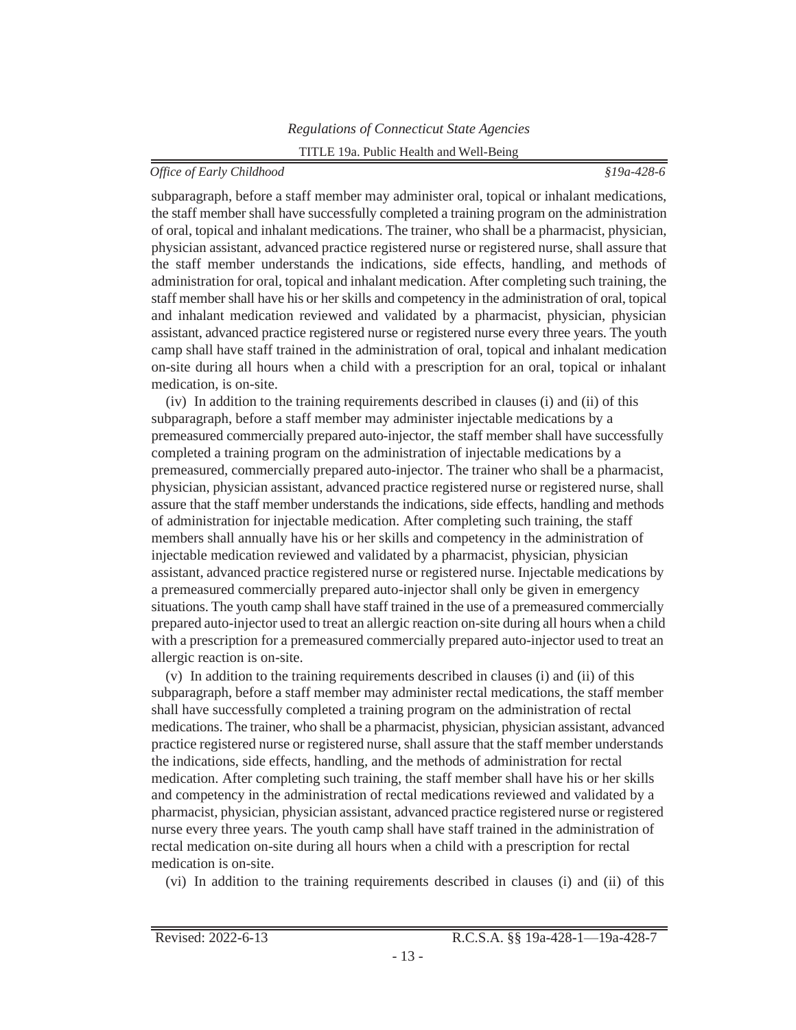subparagraph, before a staff member may administer oral, topical or inhalant medications, the staff member shall have successfully completed a training program on the administration of oral, topical and inhalant medications. The trainer, who shall be a pharmacist, physician, physician assistant, advanced practice registered nurse or registered nurse, shall assure that the staff member understands the indications, side effects, handling, and methods of administration for oral, topical and inhalant medication. After completing such training, the staff member shall have his or her skills and competency in the administration of oral, topical and inhalant medication reviewed and validated by a pharmacist, physician, physician assistant, advanced practice registered nurse or registered nurse every three years. The youth camp shall have staff trained in the administration of oral, topical and inhalant medication on-site during all hours when a child with a prescription for an oral, topical or inhalant medication, is on-site.

(iv) In addition to the training requirements described in clauses (i) and (ii) of this subparagraph, before a staff member may administer injectable medications by a premeasured commercially prepared auto-injector, the staff member shall have successfully completed a training program on the administration of injectable medications by a premeasured, commercially prepared auto-injector. The trainer who shall be a pharmacist, physician, physician assistant, advanced practice registered nurse or registered nurse, shall assure that the staff member understands the indications, side effects, handling and methods of administration for injectable medication. After completing such training, the staff members shall annually have his or her skills and competency in the administration of injectable medication reviewed and validated by a pharmacist, physician, physician assistant, advanced practice registered nurse or registered nurse. Injectable medications by a premeasured commercially prepared auto-injector shall only be given in emergency situations. The youth camp shall have staff trained in the use of a premeasured commercially prepared auto-injector used to treat an allergic reaction on-site during all hours when a child with a prescription for a premeasured commercially prepared auto-injector used to treat an allergic reaction is on-site.

(v) In addition to the training requirements described in clauses (i) and (ii) of this subparagraph, before a staff member may administer rectal medications, the staff member shall have successfully completed a training program on the administration of rectal medications. The trainer, who shall be a pharmacist, physician, physician assistant, advanced practice registered nurse or registered nurse, shall assure that the staff member understands the indications, side effects, handling, and the methods of administration for rectal medication. After completing such training, the staff member shall have his or her skills and competency in the administration of rectal medications reviewed and validated by a pharmacist, physician, physician assistant, advanced practice registered nurse or registered nurse every three years. The youth camp shall have staff trained in the administration of rectal medication on-site during all hours when a child with a prescription for rectal medication is on-site.

(vi) In addition to the training requirements described in clauses (i) and (ii) of this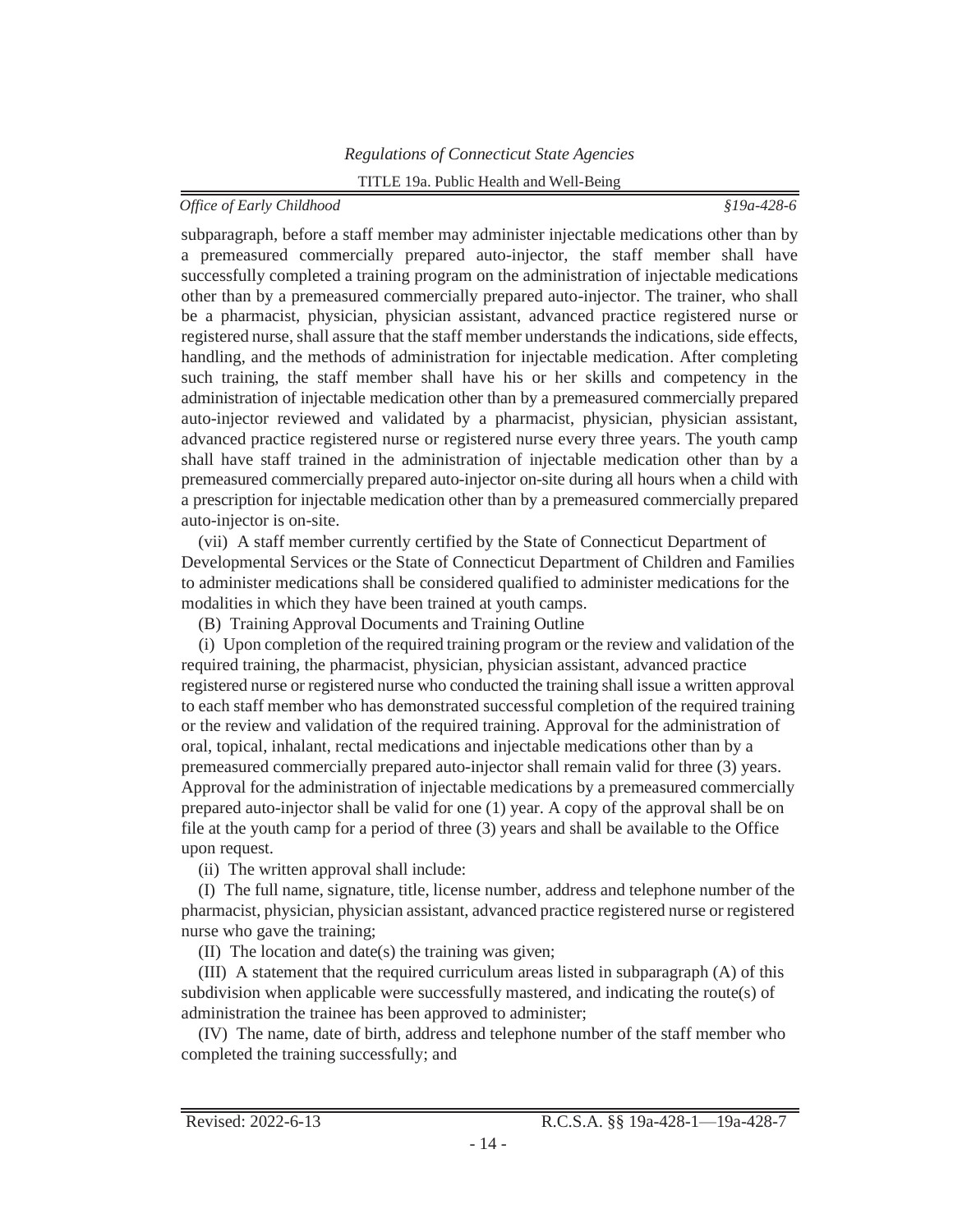subparagraph, before a staff member may administer injectable medications other than by a premeasured commercially prepared auto-injector, the staff member shall have successfully completed a training program on the administration of injectable medications other than by a premeasured commercially prepared auto-injector. The trainer, who shall be a pharmacist, physician, physician assistant, advanced practice registered nurse or registered nurse, shall assure that the staff member understands the indications, side effects, handling, and the methods of administration for injectable medication. After completing such training, the staff member shall have his or her skills and competency in the administration of injectable medication other than by a premeasured commercially prepared auto-injector reviewed and validated by a pharmacist, physician, physician assistant, advanced practice registered nurse or registered nurse every three years. The youth camp shall have staff trained in the administration of injectable medication other than by a premeasured commercially prepared auto-injector on-site during all hours when a child with a prescription for injectable medication other than by a premeasured commercially prepared auto-injector is on-site.

(vii) A staff member currently certified by the State of Connecticut Department of Developmental Services or the State of Connecticut Department of Children and Families to administer medications shall be considered qualified to administer medications for the modalities in which they have been trained at youth camps.

(B) Training Approval Documents and Training Outline

(i) Upon completion of the required training program or the review and validation of the required training, the pharmacist, physician, physician assistant, advanced practice registered nurse or registered nurse who conducted the training shall issue a written approval to each staff member who has demonstrated successful completion of the required training or the review and validation of the required training. Approval for the administration of oral, topical, inhalant, rectal medications and injectable medications other than by a premeasured commercially prepared auto-injector shall remain valid for three (3) years. Approval for the administration of injectable medications by a premeasured commercially prepared auto-injector shall be valid for one (1) year. A copy of the approval shall be on file at the youth camp for a period of three (3) years and shall be available to the Office upon request.

(ii) The written approval shall include:

(I) The full name, signature, title, license number, address and telephone number of the pharmacist, physician, physician assistant, advanced practice registered nurse or registered nurse who gave the training;

(II) The location and date(s) the training was given;

(III) A statement that the required curriculum areas listed in subparagraph (A) of this subdivision when applicable were successfully mastered, and indicating the route(s) of administration the trainee has been approved to administer;

(IV) The name, date of birth, address and telephone number of the staff member who completed the training successfully; and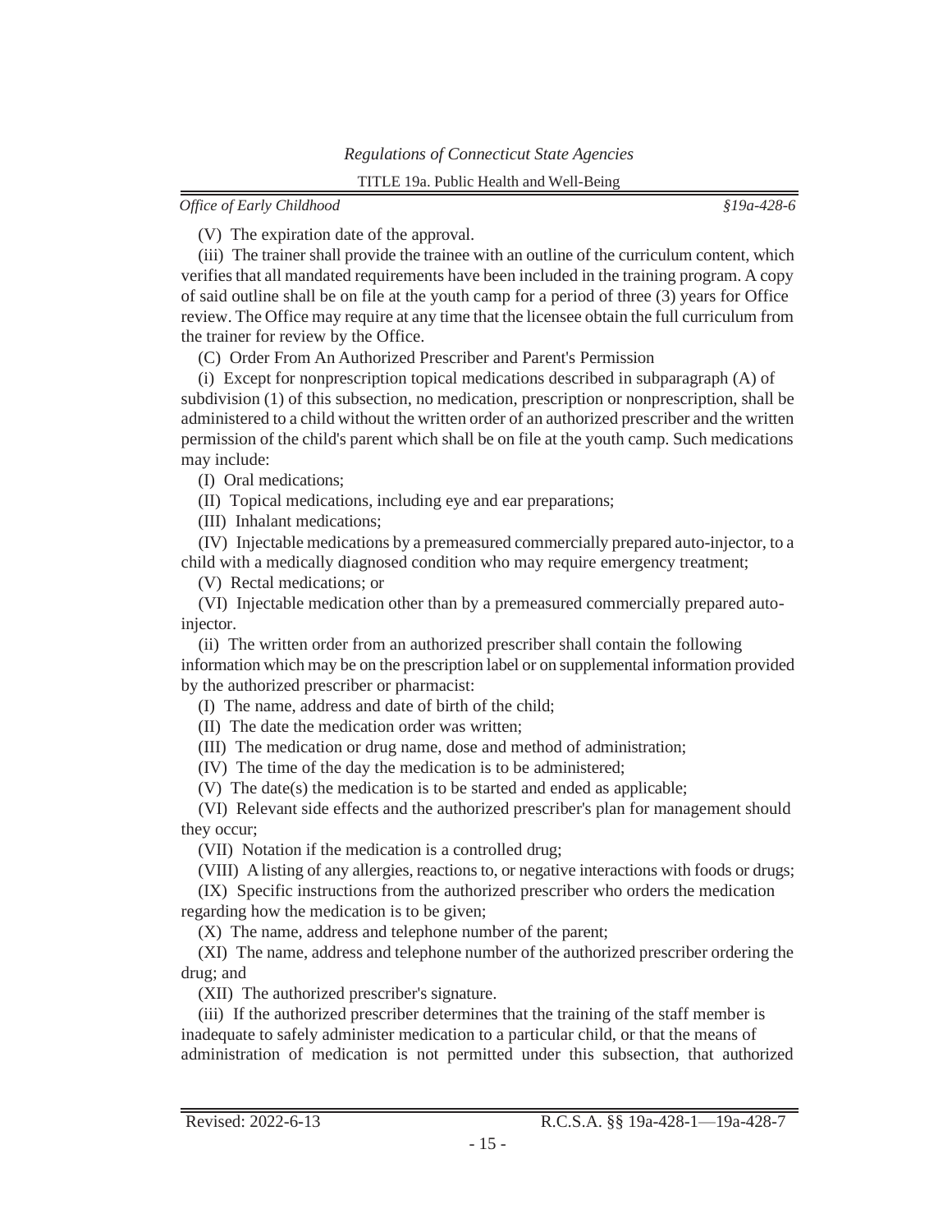(V) The expiration date of the approval.

(iii) The trainer shall provide the trainee with an outline of the curriculum content, which verifies that all mandated requirements have been included in the training program. A copy of said outline shall be on file at the youth camp for a period of three (3) years for Office review. The Office may require at any time that the licensee obtain the full curriculum from the trainer for review by the Office.

(C) Order From An Authorized Prescriber and Parent's Permission

(i) Except for nonprescription topical medications described in subparagraph (A) of subdivision (1) of this subsection, no medication, prescription or nonprescription, shall be administered to a child without the written order of an authorized prescriber and the written permission of the child's parent which shall be on file at the youth camp. Such medications may include:

(I) Oral medications;

(II) Topical medications, including eye and ear preparations;

(III) Inhalant medications;

(IV) Injectable medications by a premeasured commercially prepared auto-injector, to a child with a medically diagnosed condition who may require emergency treatment;

(V) Rectal medications; or

(VI) Injectable medication other than by a premeasured commercially prepared auto-injector.

(ii) The written order from an authorized prescriber shall contain the following information which may be on the prescription label or on supplemental information provided by the authorized prescriber or pharmacist:

(I) The name, address and date of birth of the child;

(II) The date the medication order was written;

(III) The medication or drug name, dose and method of administration;

(IV) The time of the day the medication is to be administered;

(V) The date(s) the medication is to be started and ended as applicable;

(VI) Relevant side effects and the authorized prescriber's plan for management should they occur;

(VII) Notation if the medication is a controlled drug;

(VIII) A listing of any allergies, reactions to, or negative interactions with foods or drugs;

(IX) Specific instructions from the authorized prescriber who orders the medication regarding how the medication is to be given;

(X) The name, address and telephone number of the parent;

(XI) The name, address and telephone number of the authorized prescriber ordering the drug; and

(XII) The authorized prescriber's signature.

(iii) If the authorized prescriber determines that the training of the staff member is inadequate to safely administer medication to a particular child, or that the means of administration of medication is not permitted under this subsection, that authorized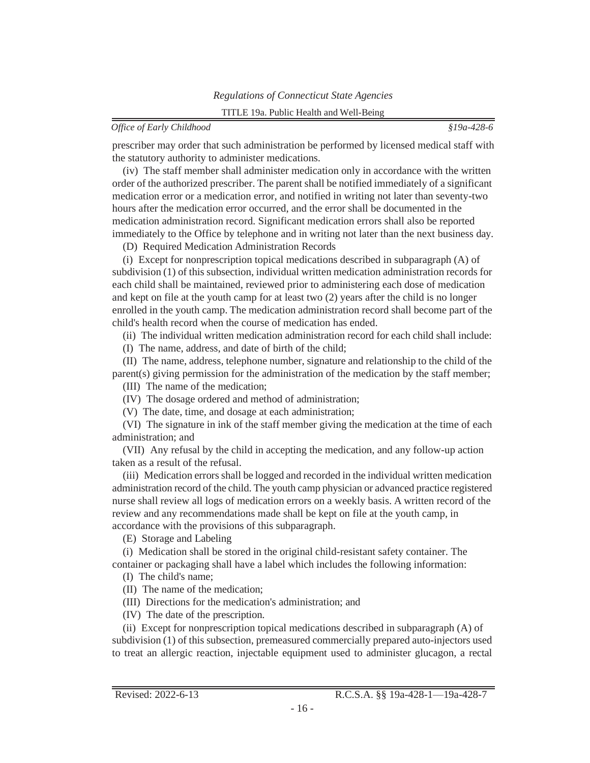prescriber may order that such administration be performed by licensed medical staff with the statutory authority to administer medications.

(iv) The staff member shall administer medication only in accordance with the written order of the authorized prescriber. The parent shall be notified immediately of a significant medication error or a medication error, and notified in writing not later than seventy-two hours after the medication error occurred, and the error shall be documented in the medication administration record. Significant medication errors shall also be reported immediately to the Office by telephone and in writing not later than the next business day.

(D) Required Medication Administration Records

(i) Except for nonprescription topical medications described in subparagraph (A) of subdivision (1) of this subsection, individual written medication administration records for each child shall be maintained, reviewed prior to administering each dose of medication and kept on file at the youth camp for at least two (2) years after the child is no longer enrolled in the youth camp. The medication administration record shall become part of the child's health record when the course of medication has ended.

(ii) The individual written medication administration record for each child shall include:

(I) The name, address, and date of birth of the child;

(II) The name, address, telephone number, signature and relationship to the child of the parent(s) giving permission for the administration of the medication by the staff member;

(III) The name of the medication;

(IV) The dosage ordered and method of administration;

(V) The date, time, and dosage at each administration;

(VI) The signature in ink of the staff member giving the medication at the time of each administration; and

(VII) Any refusal by the child in accepting the medication, and any follow-up action taken as a result of the refusal.

(iii) Medication errors shall be logged and recorded in the individual written medication administration record of the child. The youth camp physician or advanced practice registered nurse shall review all logs of medication errors on a weekly basis. A written record of the review and any recommendations made shall be kept on file at the youth camp, in accordance with the provisions of this subparagraph.

(E) Storage and Labeling

(i) Medication shall be stored in the original child-resistant safety container. The container or packaging shall have a label which includes the following information:

(I) The child's name;

(II) The name of the medication;

(III) Directions for the medication's administration; and

(IV) The date of the prescription.

(ii) Except for nonprescription topical medications described in subparagraph (A) of subdivision (1) of this subsection, premeasured commercially prepared auto-injectors used to treat an allergic reaction, injectable equipment used to administer glucagon, a rectal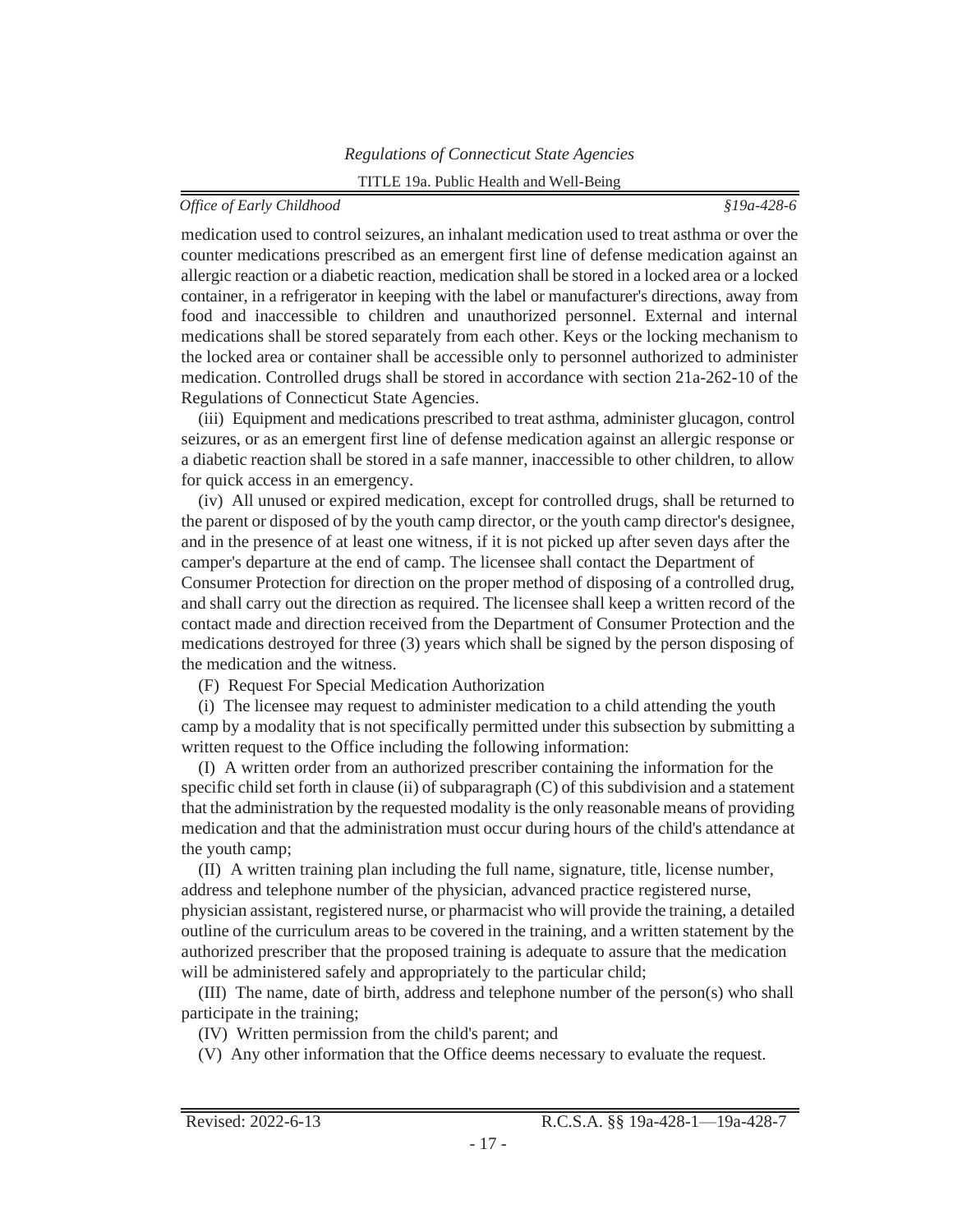medication used to control seizures, an inhalant medication used to treat asthma or over the counter medications prescribed as an emergent first line of defense medication against an allergic reaction or a diabetic reaction, medication shall be stored in a locked area or a locked container, in a refrigerator in keeping with the label or manufacturer's directions, away from food and inaccessible to children and unauthorized personnel. External and internal medications shall be stored separately from each other. Keys or the locking mechanism to the locked area or container shall be accessible only to personnel authorized to administer medication. Controlled drugs shall be stored in accordance with section 21a-262-10 of the Regulations of Connecticut State Agencies.

(iii) Equipment and medications prescribed to treat asthma, administer glucagon, control seizures, or as an emergent first line of defense medication against an allergic response or a diabetic reaction shall be stored in a safe manner, inaccessible to other children, to allow for quick access in an emergency.

(iv) All unused or expired medication, except for controlled drugs, shall be returned to the parent or disposed of by the youth camp director, or the youth camp director's designee, and in the presence of at least one witness, if it is not picked up after seven days after the camper's departure at the end of camp. The licensee shall contact the Department of Consumer Protection for direction on the proper method of disposing of a controlled drug, and shall carry out the direction as required. The licensee shall keep a written record of the contact made and direction received from the Department of Consumer Protection and the medications destroyed for three (3) years which shall be signed by the person disposing of the medication and the witness.

(F) Request For Special Medication Authorization

(i) The licensee may request to administer medication to a child attending the youth camp by a modality that is not specifically permitted under this subsection by submitting a written request to the Office including the following information:

(I) A written order from an authorized prescriber containing the information for the specific child set forth in clause (ii) of subparagraph (C) of this subdivision and a statement that the administration by the requested modality is the only reasonable means of providing medication and that the administration must occur during hours of the child's attendance at the youth camp;

(II) A written training plan including the full name, signature, title, license number, address and telephone number of the physician, advanced practice registered nurse, physician assistant, registered nurse, or pharmacist who will provide the training, a detailed outline of the curriculum areas to be covered in the training, and a written statement by the authorized prescriber that the proposed training is adequate to assure that the medication will be administered safely and appropriately to the particular child;

(III) The name, date of birth, address and telephone number of the person(s) who shall participate in the training;

(IV) Written permission from the child's parent; and

(V) Any other information that the Office deems necessary to evaluate the request.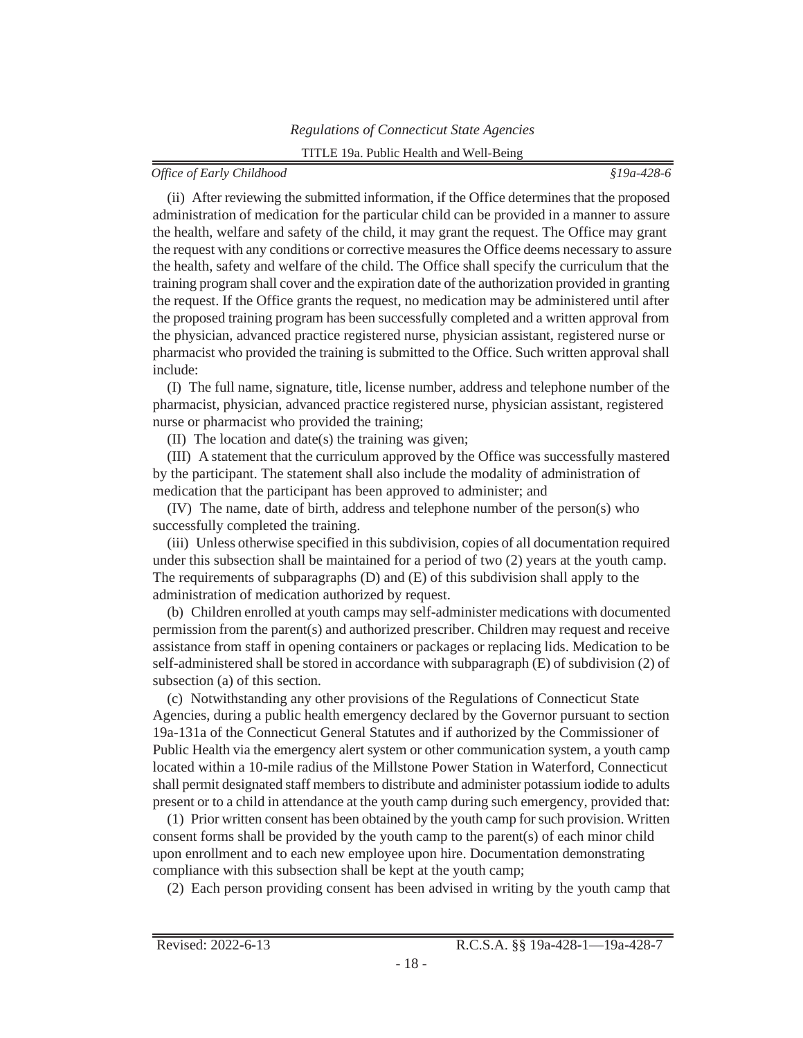(ii) After reviewing the submitted information, if the Office determines that the proposed administration of medication for the particular child can be provided in a manner to assure the health, welfare and safety of the child, it may grant the request. The Office may grant the request with any conditions or corrective measures the Office deems necessary to assure the health, safety and welfare of the child. The Office shall specify the curriculum that the training program shall cover and the expiration date of the authorization provided in granting the request. If the Office grants the request, no medication may be administered until after the proposed training program has been successfully completed and a written approval from the physician, advanced practice registered nurse, physician assistant, registered nurse or pharmacist who provided the training is submitted to the Office. Such written approval shall include:

(I) The full name, signature, title, license number, address and telephone number of the pharmacist, physician, advanced practice registered nurse, physician assistant, registered nurse or pharmacist who provided the training;

(II) The location and date(s) the training was given;

(III) A statement that the curriculum approved by the Office was successfully mastered by the participant. The statement shall also include the modality of administration of medication that the participant has been approved to administer; and

(IV) The name, date of birth, address and telephone number of the person(s) who successfully completed the training.

(iii) Unless otherwise specified in this subdivision, copies of all documentation required under this subsection shall be maintained for a period of two (2) years at the youth camp. The requirements of subparagraphs (D) and (E) of this subdivision shall apply to the administration of medication authorized by request.

(b) Children enrolled at youth camps may self-administer medications with documented permission from the parent(s) and authorized prescriber. Children may request and receive assistance from staff in opening containers or packages or replacing lids. Medication to be self-administered shall be stored in accordance with subparagraph (E) of subdivision (2) of subsection (a) of this section.

(c) Notwithstanding any other provisions of the Regulations of Connecticut State Agencies, during a public health emergency declared by the Governor pursuant to section 19a-131a of the Connecticut General Statutes and if authorized by the Commissioner of Public Health via the emergency alert system or other communication system, a youth camp located within a 10-mile radius of the Millstone Power Station in Waterford, Connecticut shall permit designated staff members to distribute and administer potassium iodide to adults present or to a child in attendance at the youth camp during such emergency, provided that:

(1) Prior written consent has been obtained by the youth camp for such provision. Written consent forms shall be provided by the youth camp to the parent(s) of each minor child upon enrollment and to each new employee upon hire. Documentation demonstrating compliance with this subsection shall be kept at the youth camp;

(2) Each person providing consent has been advised in writing by the youth camp that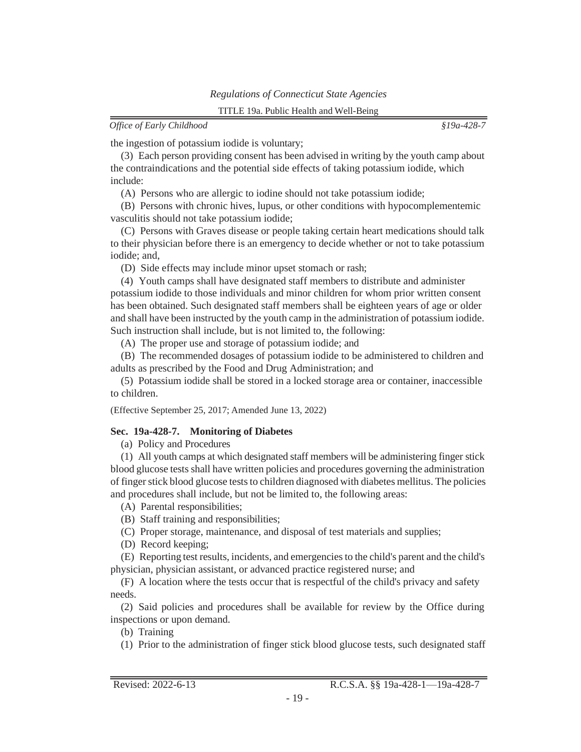the ingestion of potassium iodide is voluntary;

(3) Each person providing consent has been advised in writing by the youth camp about the contraindications and the potential side effects of taking potassium iodide, which include:

(A) Persons who are allergic to iodine should not take potassium iodide;

(B) Persons with chronic hives, lupus, or other conditions with hypocomplementemic vasculitis should not take potassium iodide;

(C) Persons with Graves disease or people taking certain heart medications should talk to their physician before there is an emergency to decide whether or not to take potassium iodide; and,

(D) Side effects may include minor upset stomach or rash;

(4) Youth camps shall have designated staff members to distribute and administer potassium iodide to those individuals and minor children for whom prior written consent has been obtained. Such designated staff members shall be eighteen years of age or older and shall have been instructed by the youth camp in the administration of potassium iodide. Such instruction shall include, but is not limited to, the following:

(A) The proper use and storage of potassium iodide; and

(B) The recommended dosages of potassium iodide to be administered to children and adults as prescribed by the Food and Drug Administration; and

(5) Potassium iodide shall be stored in a locked storage area or container, inaccessible to children.

(Effective September 25, 2017; Amended June 13, 2022)

**Sec. 19a-428-7. Monitoring of Diabetes**

(a) Policy and Procedures

(1) All youth camps at which designated staff members will be administering finger stick blood glucose tests shall have written policies and procedures governing the administration of finger stick blood glucose tests to children diagnosed with diabetes mellitus. The policies and procedures shall include, but not be limited to, the following areas:

(A) Parental responsibilities;

(B) Staff training and responsibilities;

(C) Proper storage, maintenance, and disposal of test materials and supplies;

(D) Record keeping;

(E) Reporting test results, incidents, and emergencies to the child's parent and the child's physician, physician assistant, or advanced practice registered nurse; and

(F) A location where the tests occur that is respectful of the child's privacy and safety needs.

(2) Said policies and procedures shall be available for review by the Office during inspections or upon demand.

(b) Training

(1) Prior to the administration of finger stick blood glucose tests, such designated staff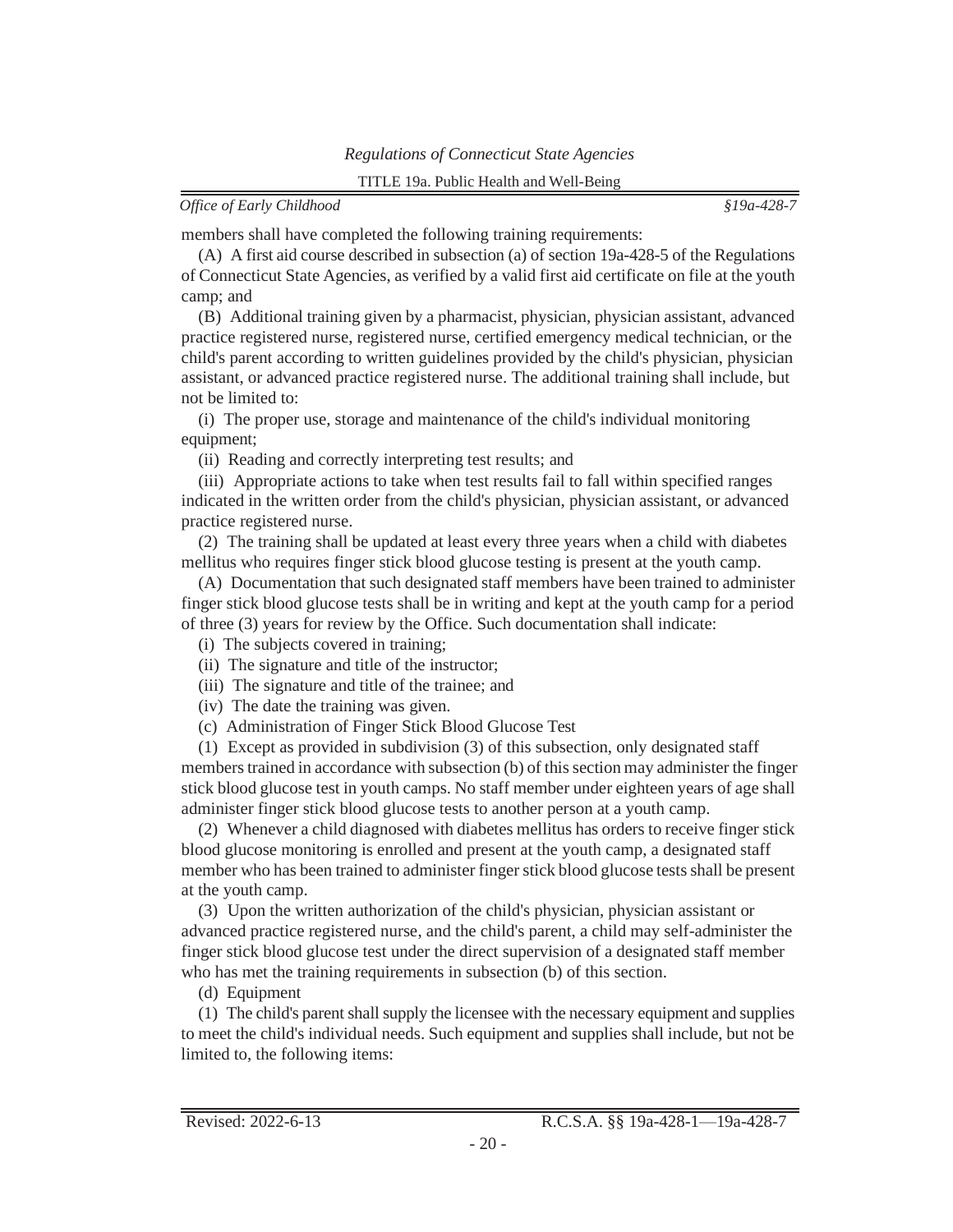members shall have completed the following training requirements:

(A) A first aid course described in subsection (a) of section 19a-428-5 of the Regulations of Connecticut State Agencies, as verified by a valid first aid certificate on file at the youth camp; and

(B) Additional training given by a pharmacist, physician, physician assistant, advanced practice registered nurse, registered nurse, certified emergency medical technician, or the child's parent according to written guidelines provided by the child's physician, physician assistant, or advanced practice registered nurse. The additional training shall include, but not be limited to:

(i) The proper use, storage and maintenance of the child's individual monitoring equipment;

(ii) Reading and correctly interpreting test results; and

(iii) Appropriate actions to take when test results fail to fall within specified ranges indicated in the written order from the child's physician, physician assistant, or advanced practice registered nurse.

(2) The training shall be updated at least every three years when a child with diabetes mellitus who requires finger stick blood glucose testing is present at the youth camp.

(A) Documentation that such designated staff members have been trained to administer finger stick blood glucose tests shall be in writing and kept at the youth camp for a period of three (3) years for review by the Office. Such documentation shall indicate:

(i) The subjects covered in training;

(ii) The signature and title of the instructor;

(iii) The signature and title of the trainee; and

(iv) The date the training was given.

(c) Administration of Finger Stick Blood Glucose Test

(1) Except as provided in subdivision (3) of this subsection, only designated staff members trained in accordance with subsection (b) of this section may administer the finger stick blood glucose test in youth camps. No staff member under eighteen years of age shall administer finger stick blood glucose tests to another person at a youth camp.

(2) Whenever a child diagnosed with diabetes mellitus has orders to receive finger stick blood glucose monitoring is enrolled and present at the youth camp, a designated staff member who has been trained to administer finger stick blood glucose tests shall be present at the youth camp.

(3) Upon the written authorization of the child's physician, physician assistant or advanced practice registered nurse, and the child's parent, a child may self-administer the finger stick blood glucose test under the direct supervision of a designated staff member who has met the training requirements in subsection (b) of this section.

(d) Equipment

(1) The child's parent shall supply the licensee with the necessary equipment and supplies to meet the child's individual needs. Such equipment and supplies shall include, but not be limited to, the following items: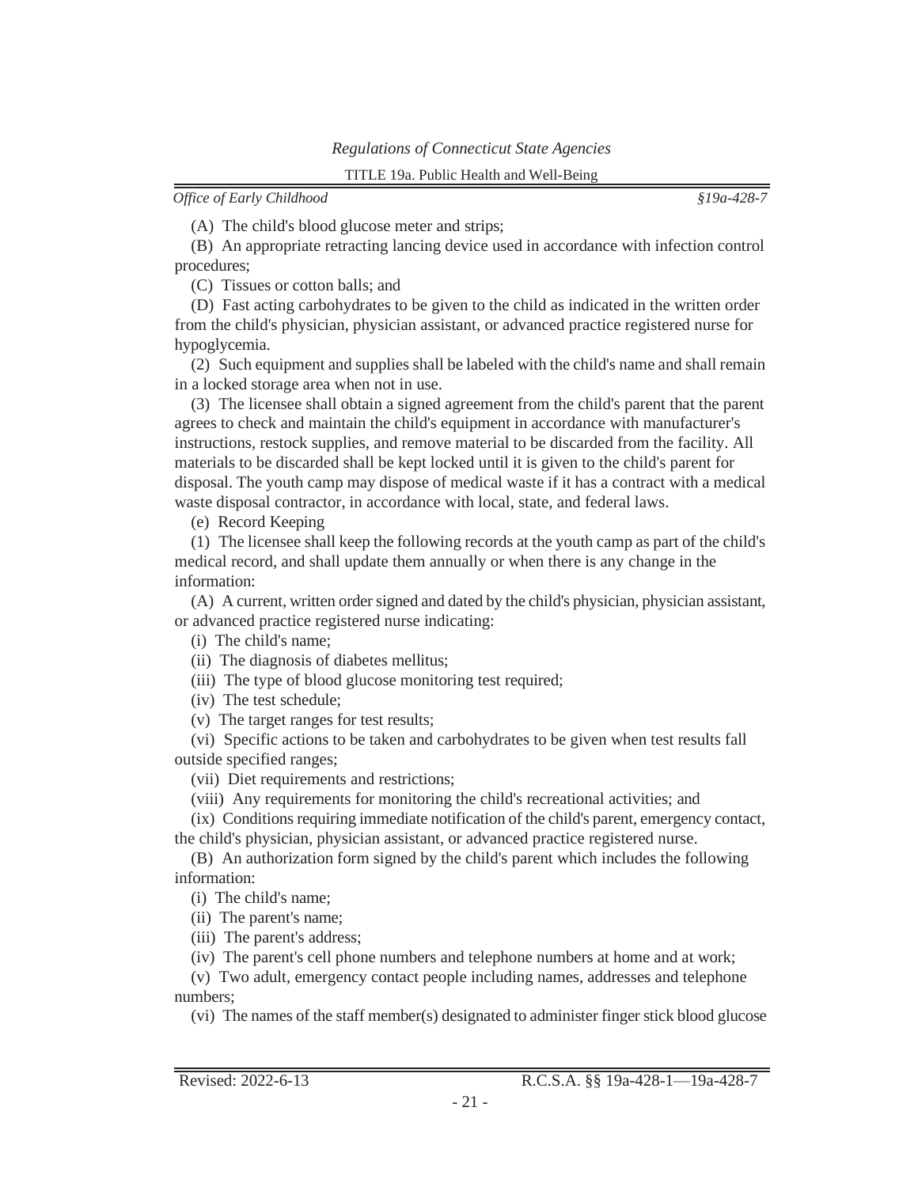(A) The child's blood glucose meter and strips;

(B) An appropriate retracting lancing device used in accordance with infection control procedures;

(C) Tissues or cotton balls; and

(D) Fast acting carbohydrates to be given to the child as indicated in the written order from the child's physician, physician assistant, or advanced practice registered nurse for hypoglycemia.

(2) Such equipment and supplies shall be labeled with the child's name and shall remain in a locked storage area when not in use.

(3) The licensee shall obtain a signed agreement from the child's parent that the parent agrees to check and maintain the child's equipment in accordance with manufacturer's instructions, restock supplies, and remove material to be discarded from the facility. All materials to be discarded shall be kept locked until it is given to the child's parent for disposal. The youth camp may dispose of medical waste if it has a contract with a medical waste disposal contractor, in accordance with local, state, and federal laws.

(e) Record Keeping

(1) The licensee shall keep the following records at the youth camp as part of the child's medical record, and shall update them annually or when there is any change in the information:

(A) A current, written order signed and dated by the child's physician, physician assistant, or advanced practice registered nurse indicating:

(i) The child's name;

(ii) The diagnosis of diabetes mellitus;

(iii) The type of blood glucose monitoring test required;

(iv) The test schedule;

(v) The target ranges for test results;

(vi) Specific actions to be taken and carbohydrates to be given when test results fall outside specified ranges;

(vii) Diet requirements and restrictions;

(viii) Any requirements for monitoring the child's recreational activities; and

(ix) Conditions requiring immediate notification of the child's parent, emergency contact, the child's physician, physician assistant, or advanced practice registered nurse.

(B) An authorization form signed by the child's parent which includes the following information:

(i) The child's name;

(ii) The parent's name;

(iii) The parent's address;

(iv) The parent's cell phone numbers and telephone numbers at home and at work;

(v) Two adult, emergency contact people including names, addresses and telephone numbers;

(vi) The names of the staff member(s) designated to administer finger stick blood glucose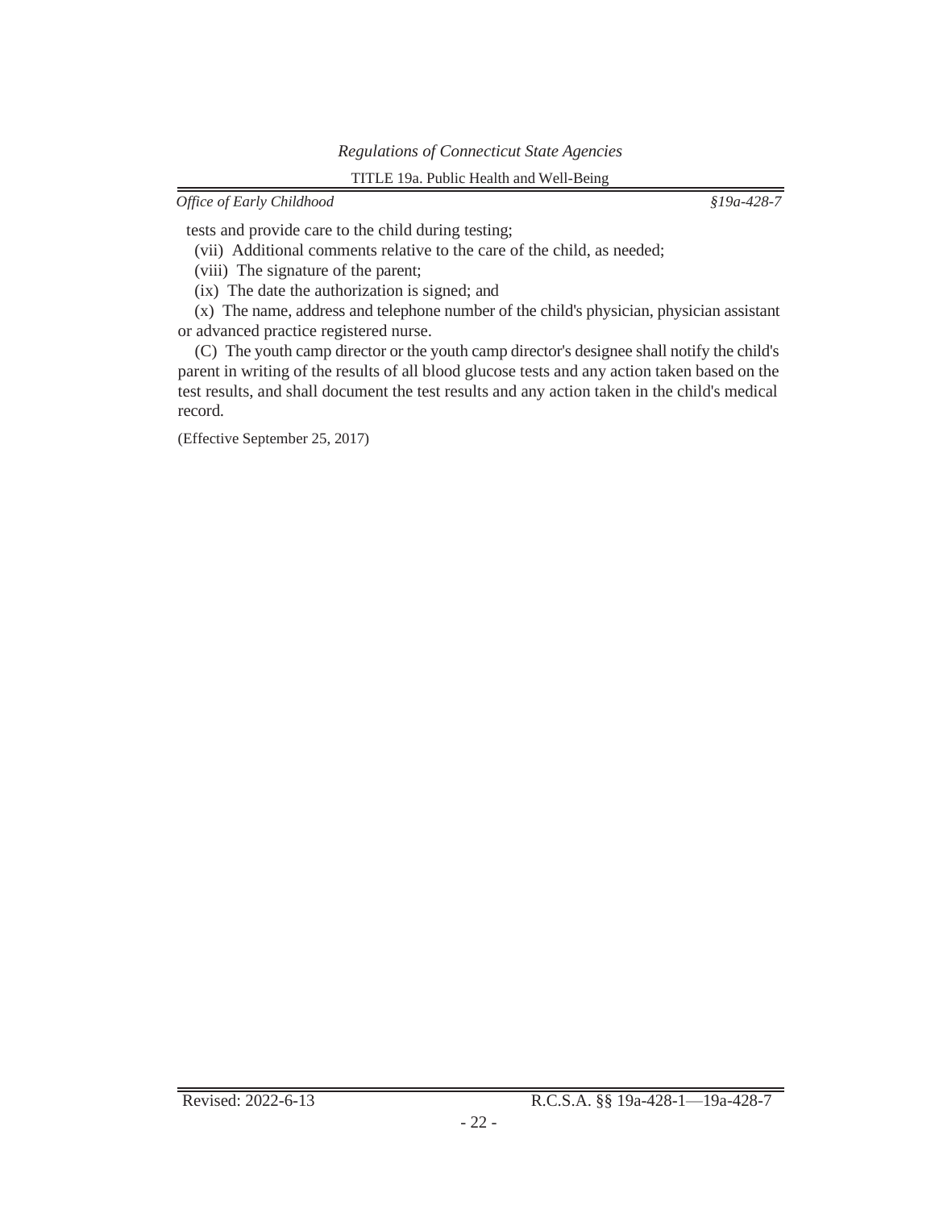tests and provide care to the child during testing;

(vii) Additional comments relative to the care of the child, as needed;

(viii) The signature of the parent;

(ix) The date the authorization is signed; and

(x) The name, address and telephone number of the child's physician, physician assistant or advanced practice registered nurse.

(C) The youth camp director or the youth camp director's designee shall notify the child's parent in writing of the results of all blood glucose tests and any action taken based on the test results, and shall document the test results and any action taken in the child's medical record.

(Effective September 25, 2017)